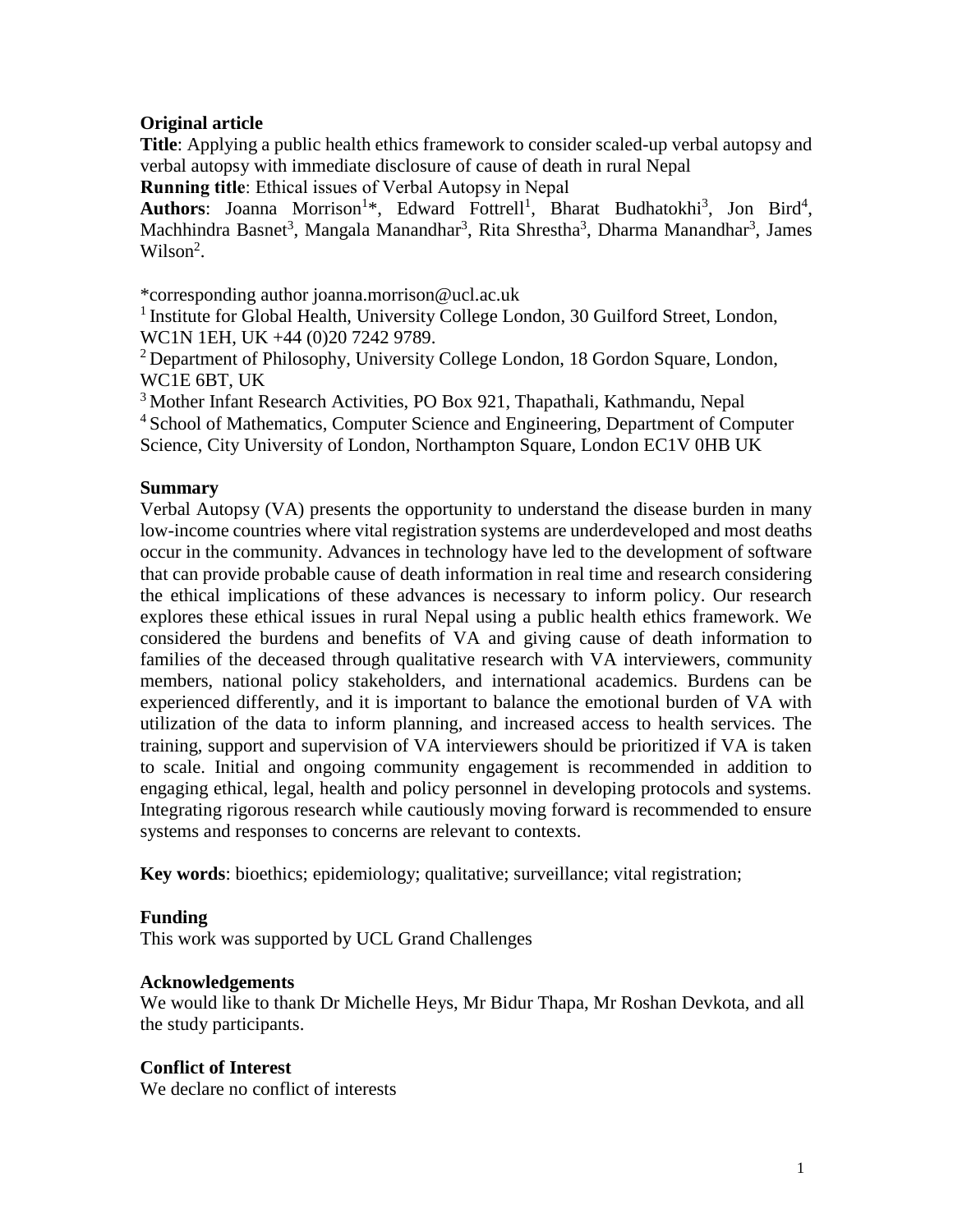**Original article**

**Title**: Applying a public health ethics framework to consider scaled-up verbal autopsy and verbal autopsy with immediate disclosure of cause of death in rural Nepal

**Running title**: Ethical issues of Verbal Autopsy in Nepal

**Authors**: Joanna Morrison[1]*, Edward Fottrell[1], Bharat Budhatokhi[3], Jon Bird[4], Machhindra Basnet[3], Mangala Manandhar[3], Rita Shrestha[3], Dharma Manandhar[3], James Wilson[2].

*corresponding author joanna.morrison@ucl.ac.uk

[1] Institute for Global Health, University College London, 30 Guilford Street, London, WC1N 1EH, UK +44 (0)20 7242 9789.

[2] Department of Philosophy, University College London, 18 Gordon Square, London, WC1E 6BT, UK

[3] Mother Infant Research Activities, PO Box 921, Thapathali, Kathmandu, Nepal

[4] School of Mathematics, Computer Science and Engineering, Department of Computer Science, City University of London, Northampton Square, London EC1V 0HB UK

## Summary

Verbal Autopsy (VA) presents the opportunity to understand the disease burden in many low-income countries where vital registration systems are underdeveloped and most deaths occur in the community. Advances in technology have led to the development of software that can provide probable cause of death information in real time and research considering the ethical implications of these advances is necessary to inform policy. Our research explores these ethical issues in rural Nepal using a public health ethics framework. We considered the burdens and benefits of VA and giving cause of death information to families of the deceased through qualitative research with VA interviewers, community members, national policy stakeholders, and international academics. Burdens can be experienced differently, and it is important to balance the emotional burden of VA with utilization of the data to inform planning, and increased access to health services. The training, support and supervision of VA interviewers should be prioritized if VA is taken to scale. Initial and ongoing community engagement is recommended in addition to engaging ethical, legal, health and policy personnel in developing protocols and systems. Integrating rigorous research while cautiously moving forward is recommended to ensure systems and responses to concerns are relevant to contexts.

**Key words**: bioethics; epidemiology; qualitative; surveillance; vital registration;

## Funding

This work was supported by UCL Grand Challenges

## Acknowledgements

We would like to thank Dr Michelle Heys, Mr Bidur Thapa, Mr Roshan Devkota, and all the study participants.

## Conflict of Interest

We declare no conflict of interests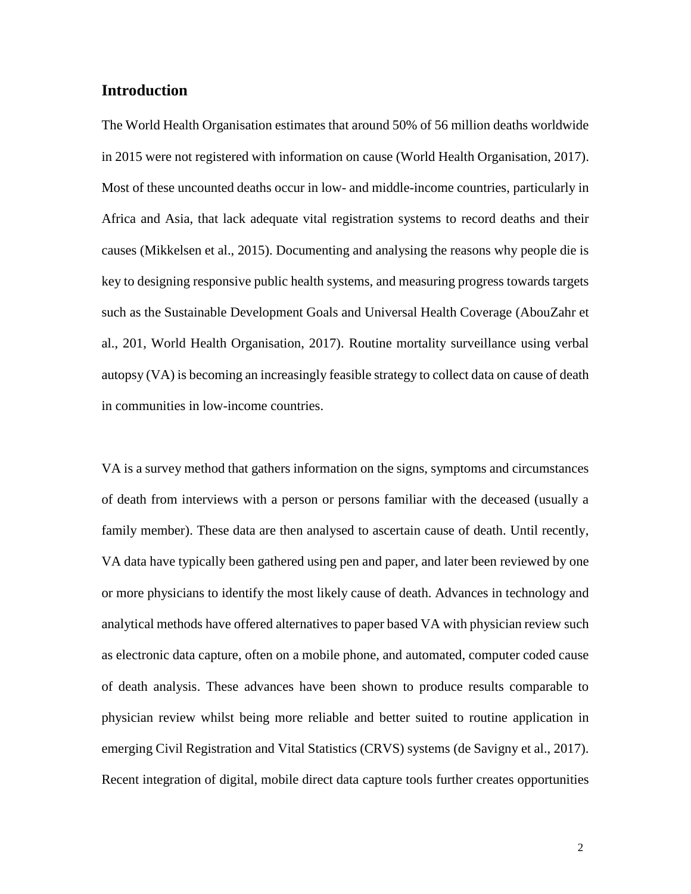## Introduction

The World Health Organisation estimates that around 50% of 56 million deaths worldwide in 2015 were not registered with information on cause (World Health Organisation, 2017). Most of these uncounted deaths occur in low- and middle-income countries, particularly in Africa and Asia, that lack adequate vital registration systems to record deaths and their causes (Mikkelsen et al., 2015). Documenting and analysing the reasons why people die is key to designing responsive public health systems, and measuring progress towards targets such as the Sustainable Development Goals and Universal Health Coverage (AbouZahr et al., 201, World Health Organisation, 2017). Routine mortality surveillance using verbal autopsy (VA) is becoming an increasingly feasible strategy to collect data on cause of death in communities in low-income countries.

VA is a survey method that gathers information on the signs, symptoms and circumstances of death from interviews with a person or persons familiar with the deceased (usually a family member). These data are then analysed to ascertain cause of death. Until recently, VA data have typically been gathered using pen and paper, and later been reviewed by one or more physicians to identify the most likely cause of death. Advances in technology and analytical methods have offered alternatives to paper based VA with physician review such as electronic data capture, often on a mobile phone, and automated, computer coded cause of death analysis. These advances have been shown to produce results comparable to physician review whilst being more reliable and better suited to routine application in emerging Civil Registration and Vital Statistics (CRVS) systems (de Savigny et al., 2017). Recent integration of digital, mobile direct data capture tools further creates opportunities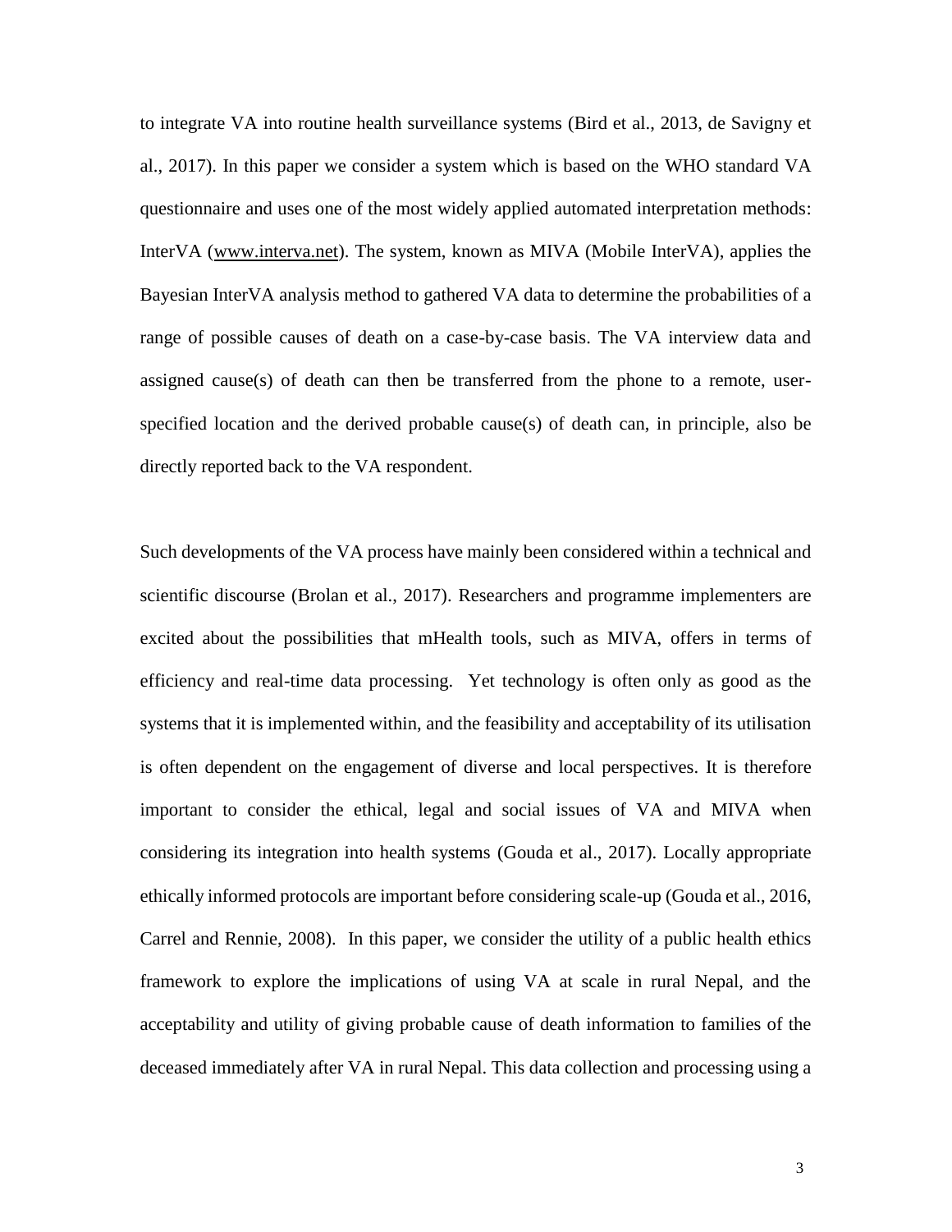to integrate VA into routine health surveillance systems (Bird et al., 2013, de Savigny et al., 2017). In this paper we consider a system which is based on the WHO standard VA questionnaire and uses one of the most widely applied automated interpretation methods: InterVA (www.interva.net). The system, known as MIVA (Mobile InterVA), applies the Bayesian InterVA analysis method to gathered VA data to determine the probabilities of a range of possible causes of death on a case-by-case basis. The VA interview data and assigned cause(s) of death can then be transferred from the phone to a remote, user-specified location and the derived probable cause(s) of death can, in principle, also be directly reported back to the VA respondent.

Such developments of the VA process have mainly been considered within a technical and scientific discourse (Brolan et al., 2017). Researchers and programme implementers are excited about the possibilities that mHealth tools, such as MIVA, offers in terms of efficiency and real-time data processing. Yet technology is often only as good as the systems that it is implemented within, and the feasibility and acceptability of its utilisation is often dependent on the engagement of diverse and local perspectives. It is therefore important to consider the ethical, legal and social issues of VA and MIVA when considering its integration into health systems (Gouda et al., 2017). Locally appropriate ethically informed protocols are important before considering scale-up (Gouda et al., 2016, Carrel and Rennie, 2008). In this paper, we consider the utility of a public health ethics framework to explore the implications of using VA at scale in rural Nepal, and the acceptability and utility of giving probable cause of death information to families of the deceased immediately after VA in rural Nepal. This data collection and processing using a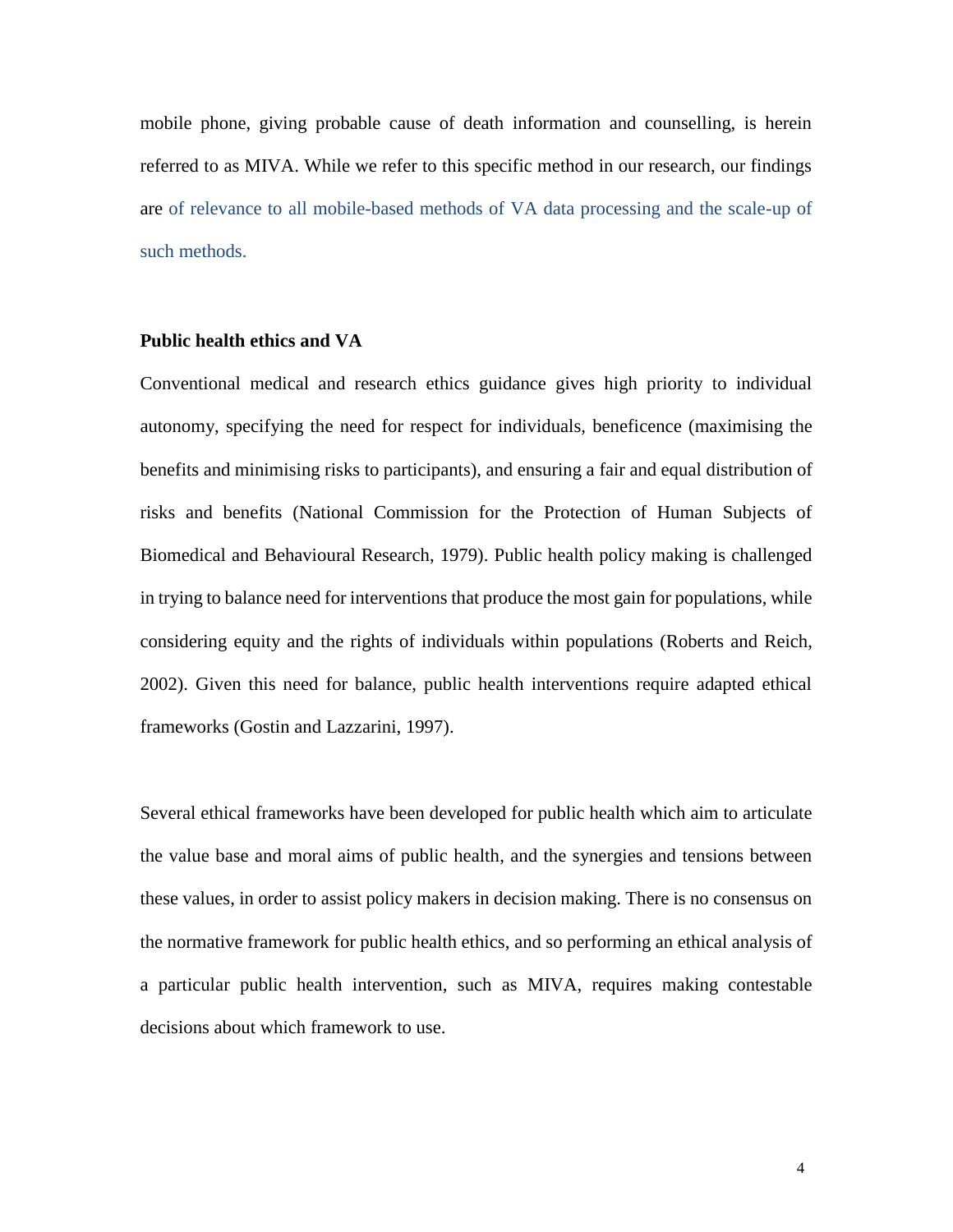mobile phone, giving probable cause of death information and counselling, is herein referred to as MIVA. While we refer to this specific method in our research, our findings are of relevance to all mobile-based methods of VA data processing and the scale-up of such methods.

## Public health ethics and VA

Conventional medical and research ethics guidance gives high priority to individual autonomy, specifying the need for respect for individuals, beneficence (maximising the benefits and minimising risks to participants), and ensuring a fair and equal distribution of risks and benefits (National Commission for the Protection of Human Subjects of Biomedical and Behavioural Research, 1979). Public health policy making is challenged in trying to balance need for interventions that produce the most gain for populations, while considering equity and the rights of individuals within populations (Roberts and Reich, 2002). Given this need for balance, public health interventions require adapted ethical frameworks (Gostin and Lazzarini, 1997).

Several ethical frameworks have been developed for public health which aim to articulate the value base and moral aims of public health, and the synergies and tensions between these values, in order to assist policy makers in decision making. There is no consensus on the normative framework for public health ethics, and so performing an ethical analysis of a particular public health intervention, such as MIVA, requires making contestable decisions about which framework to use.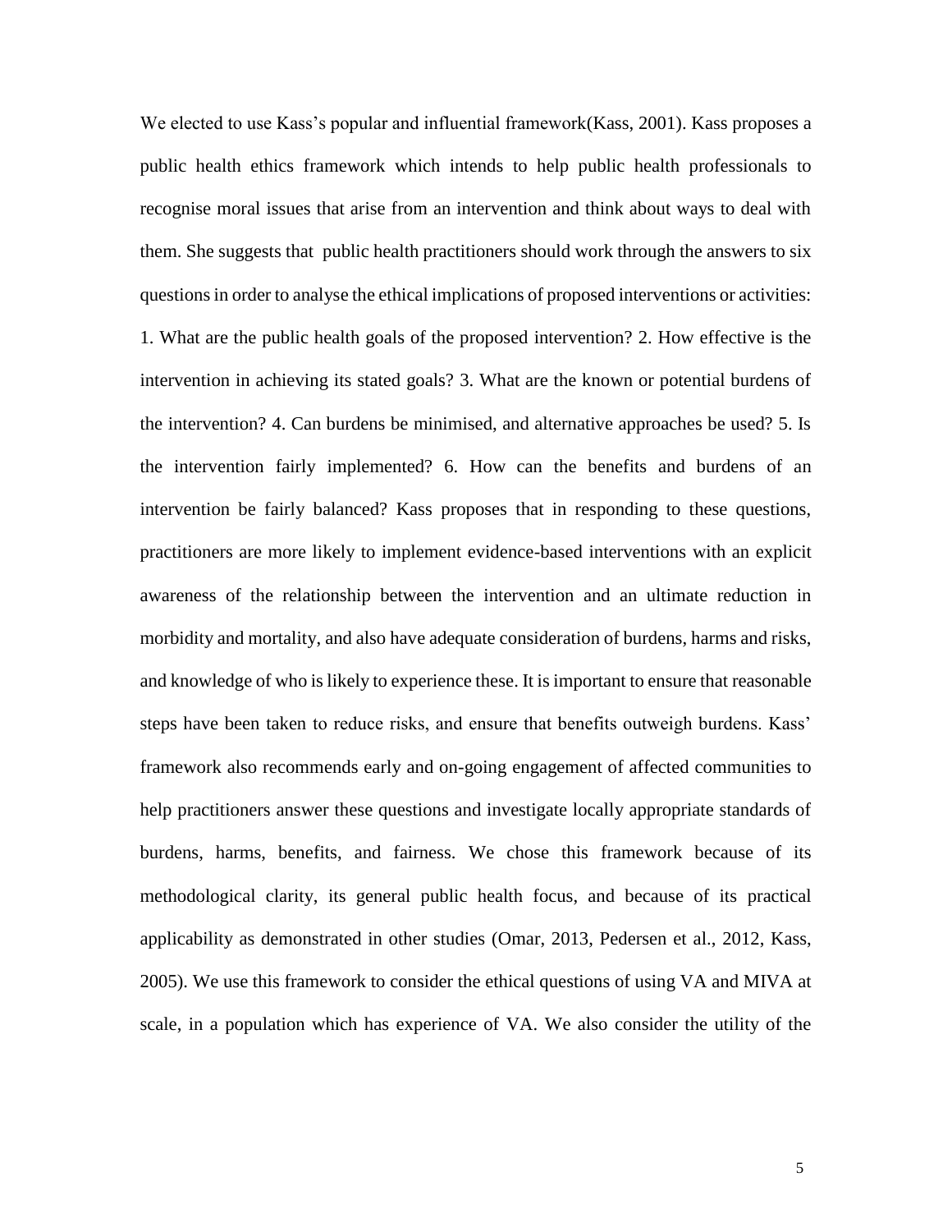We elected to use Kass's popular and influential framework(Kass, 2001). Kass proposes a public health ethics framework which intends to help public health professionals to recognise moral issues that arise from an intervention and think about ways to deal with them. She suggests that public health practitioners should work through the answers to six questions in order to analyse the ethical implications of proposed interventions or activities: 1. What are the public health goals of the proposed intervention? 2. How effective is the intervention in achieving its stated goals? 3. What are the known or potential burdens of the intervention? 4. Can burdens be minimised, and alternative approaches be used? 5. Is the intervention fairly implemented? 6. How can the benefits and burdens of an intervention be fairly balanced? Kass proposes that in responding to these questions, practitioners are more likely to implement evidence-based interventions with an explicit awareness of the relationship between the intervention and an ultimate reduction in morbidity and mortality, and also have adequate consideration of burdens, harms and risks, and knowledge of who is likely to experience these. It is important to ensure that reasonable steps have been taken to reduce risks, and ensure that benefits outweigh burdens. Kass' framework also recommends early and on-going engagement of affected communities to help practitioners answer these questions and investigate locally appropriate standards of burdens, harms, benefits, and fairness. We chose this framework because of its methodological clarity, its general public health focus, and because of its practical applicability as demonstrated in other studies (Omar, 2013, Pedersen et al., 2012, Kass, 2005). We use this framework to consider the ethical questions of using VA and MIVA at scale, in a population which has experience of VA. We also consider the utility of the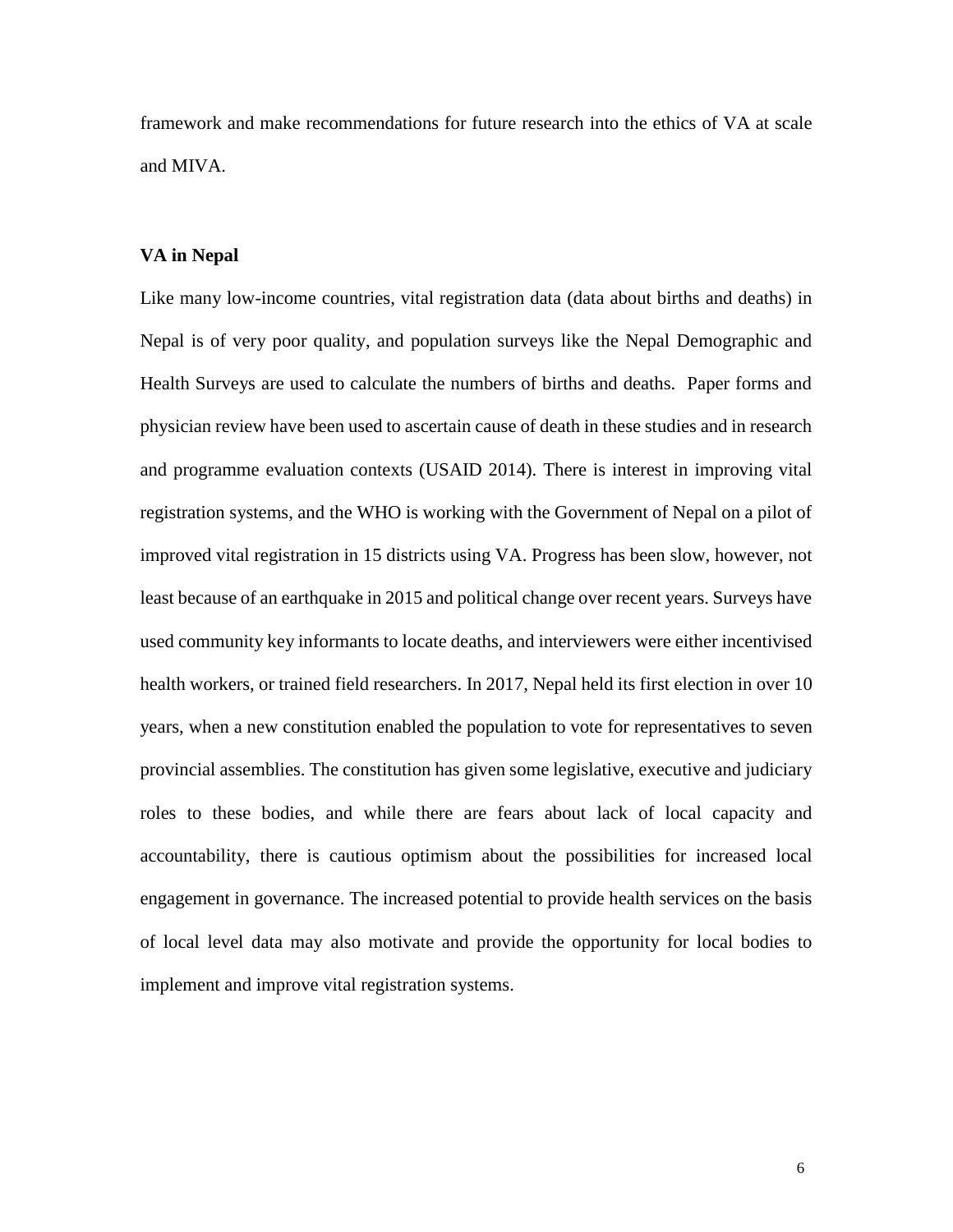framework and make recommendations for future research into the ethics of VA at scale and MIVA.

## VA in Nepal

Like many low-income countries, vital registration data (data about births and deaths) in Nepal is of very poor quality, and population surveys like the Nepal Demographic and Health Surveys are used to calculate the numbers of births and deaths. Paper forms and physician review have been used to ascertain cause of death in these studies and in research and programme evaluation contexts (USAID 2014). There is interest in improving vital registration systems, and the WHO is working with the Government of Nepal on a pilot of improved vital registration in 15 districts using VA. Progress has been slow, however, not least because of an earthquake in 2015 and political change over recent years. Surveys have used community key informants to locate deaths, and interviewers were either incentivised health workers, or trained field researchers. In 2017, Nepal held its first election in over 10 years, when a new constitution enabled the population to vote for representatives to seven provincial assemblies. The constitution has given some legislative, executive and judiciary roles to these bodies, and while there are fears about lack of local capacity and accountability, there is cautious optimism about the possibilities for increased local engagement in governance. The increased potential to provide health services on the basis of local level data may also motivate and provide the opportunity for local bodies to implement and improve vital registration systems.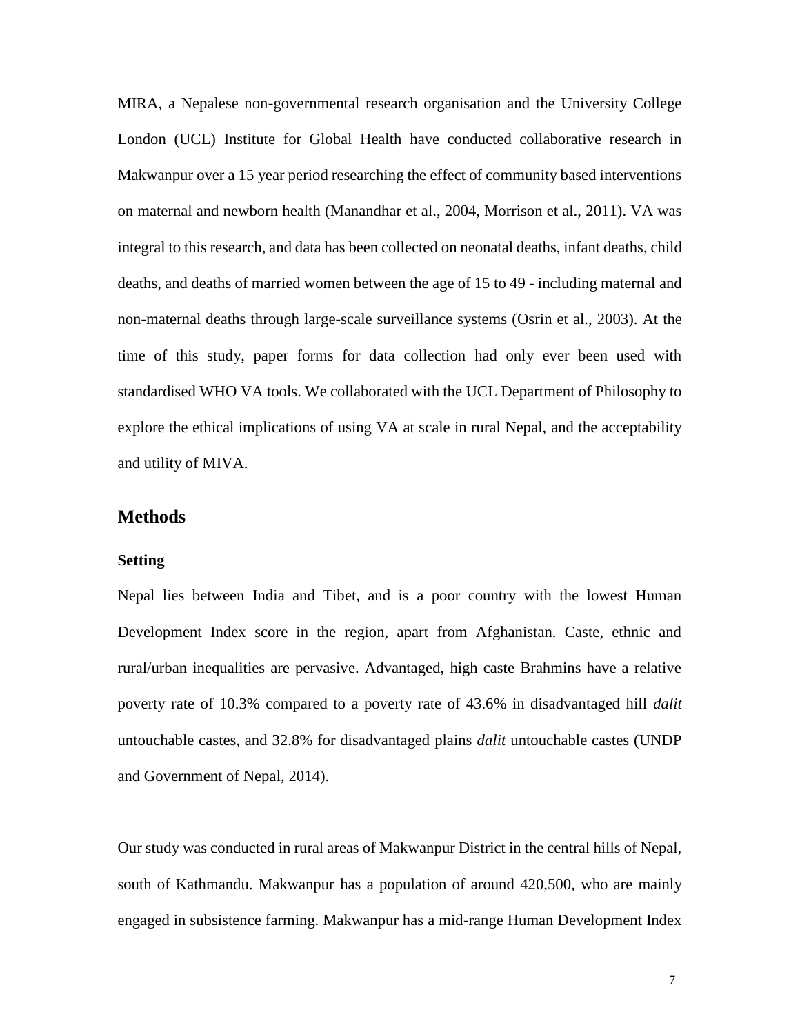MIRA, a Nepalese non-governmental research organisation and the University College London (UCL) Institute for Global Health have conducted collaborative research in Makwanpur over a 15 year period researching the effect of community based interventions on maternal and newborn health (Manandhar et al., 2004, Morrison et al., 2011). VA was integral to this research, and data has been collected on neonatal deaths, infant deaths, child deaths, and deaths of married women between the age of 15 to 49 - including maternal and non-maternal deaths through large-scale surveillance systems (Osrin et al., 2003). At the time of this study, paper forms for data collection had only ever been used with standardised WHO VA tools. We collaborated with the UCL Department of Philosophy to explore the ethical implications of using VA at scale in rural Nepal, and the acceptability and utility of MIVA.

## Methods

### Setting

Nepal lies between India and Tibet, and is a poor country with the lowest Human Development Index score in the region, apart from Afghanistan. Caste, ethnic and rural/urban inequalities are pervasive. Advantaged, high caste Brahmins have a relative poverty rate of 10.3% compared to a poverty rate of 43.6% in disadvantaged hill *dalit* untouchable castes, and 32.8% for disadvantaged plains *dalit* untouchable castes (UNDP and Government of Nepal, 2014).

Our study was conducted in rural areas of Makwanpur District in the central hills of Nepal, south of Kathmandu. Makwanpur has a population of around 420,500, who are mainly engaged in subsistence farming. Makwanpur has a mid-range Human Development Index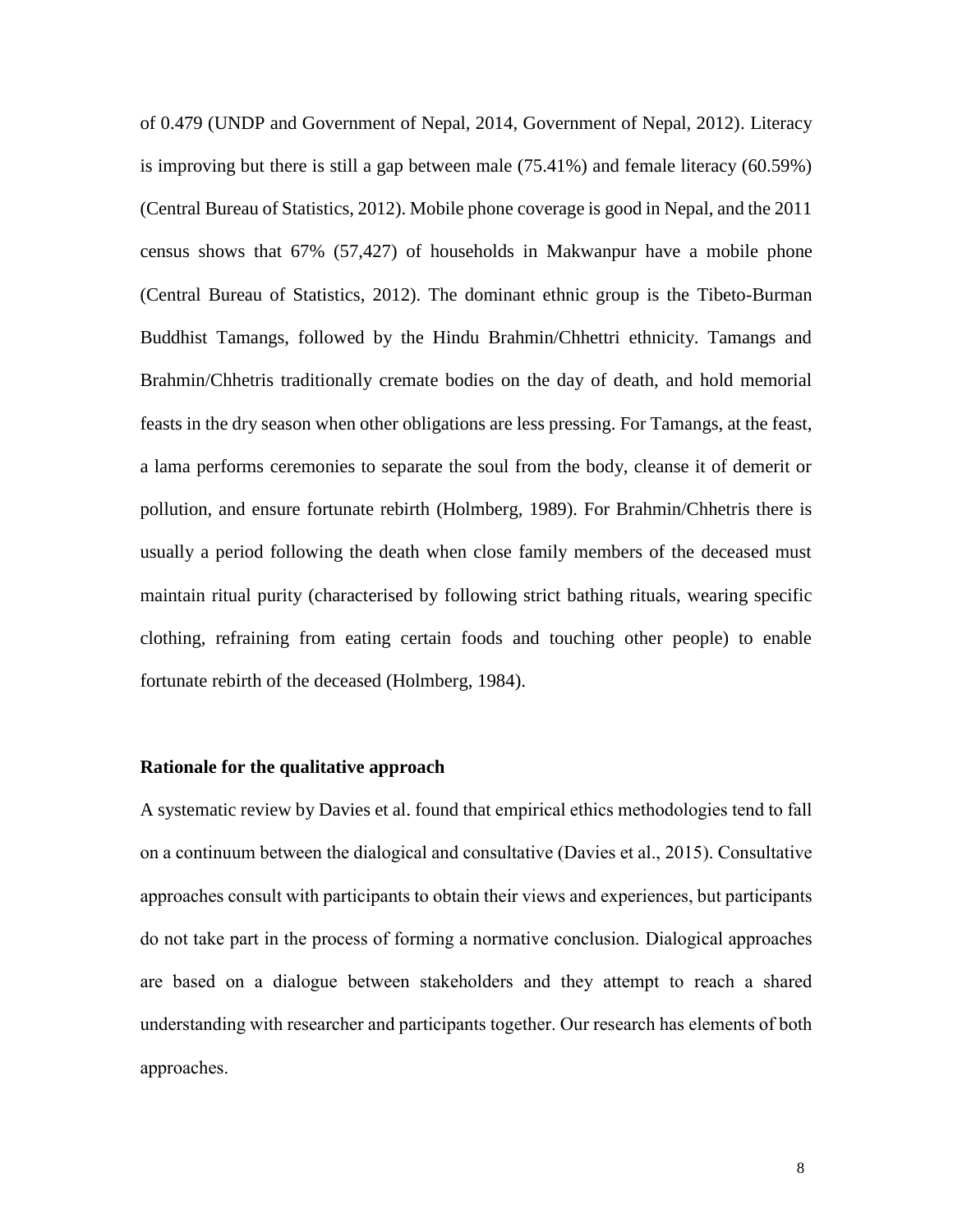of 0.479 (UNDP and Government of Nepal, 2014, Government of Nepal, 2012). Literacy is improving but there is still a gap between male (75.41%) and female literacy (60.59%) (Central Bureau of Statistics, 2012). Mobile phone coverage is good in Nepal, and the 2011 census shows that 67% (57,427) of households in Makwanpur have a mobile phone (Central Bureau of Statistics, 2012). The dominant ethnic group is the Tibeto-Burman Buddhist Tamangs, followed by the Hindu Brahmin/Chhettri ethnicity. Tamangs and Brahmin/Chhetris traditionally cremate bodies on the day of death, and hold memorial feasts in the dry season when other obligations are less pressing. For Tamangs, at the feast, a lama performs ceremonies to separate the soul from the body, cleanse it of demerit or pollution, and ensure fortunate rebirth (Holmberg, 1989). For Brahmin/Chhetris there is usually a period following the death when close family members of the deceased must maintain ritual purity (characterised by following strict bathing rituals, wearing specific clothing, refraining from eating certain foods and touching other people) to enable fortunate rebirth of the deceased (Holmberg, 1984).

**Rationale for the qualitative approach**

A systematic review by Davies et al. found that empirical ethics methodologies tend to fall on a continuum between the dialogical and consultative (Davies et al., 2015). Consultative approaches consult with participants to obtain their views and experiences, but participants do not take part in the process of forming a normative conclusion. Dialogical approaches are based on a dialogue between stakeholders and they attempt to reach a shared understanding with researcher and participants together. Our research has elements of both approaches.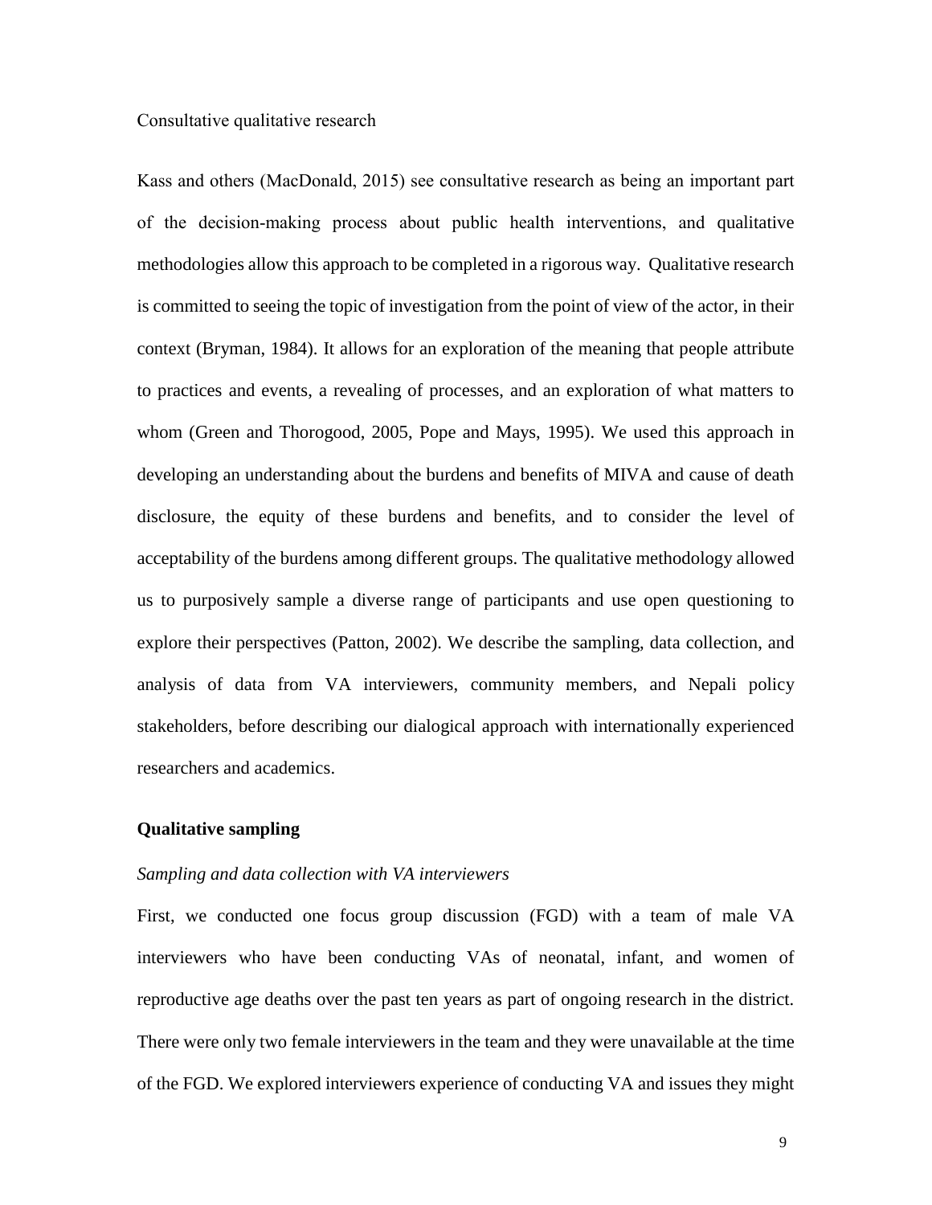Consultative qualitative research

Kass and others (MacDonald, 2015) see consultative research as being an important part of the decision-making process about public health interventions, and qualitative methodologies allow this approach to be completed in a rigorous way. Qualitative research is committed to seeing the topic of investigation from the point of view of the actor, in their context (Bryman, 1984). It allows for an exploration of the meaning that people attribute to practices and events, a revealing of processes, and an exploration of what matters to whom (Green and Thorogood, 2005, Pope and Mays, 1995). We used this approach in developing an understanding about the burdens and benefits of MIVA and cause of death disclosure, the equity of these burdens and benefits, and to consider the level of acceptability of the burdens among different groups. The qualitative methodology allowed us to purposively sample a diverse range of participants and use open questioning to explore their perspectives (Patton, 2002). We describe the sampling, data collection, and analysis of data from VA interviewers, community members, and Nepali policy stakeholders, before describing our dialogical approach with internationally experienced researchers and academics.

## Qualitative sampling

### *Sampling and data collection with VA interviewers*

First, we conducted one focus group discussion (FGD) with a team of male VA interviewers who have been conducting VAs of neonatal, infant, and women of reproductive age deaths over the past ten years as part of ongoing research in the district. There were only two female interviewers in the team and they were unavailable at the time of the FGD. We explored interviewers experience of conducting VA and issues they might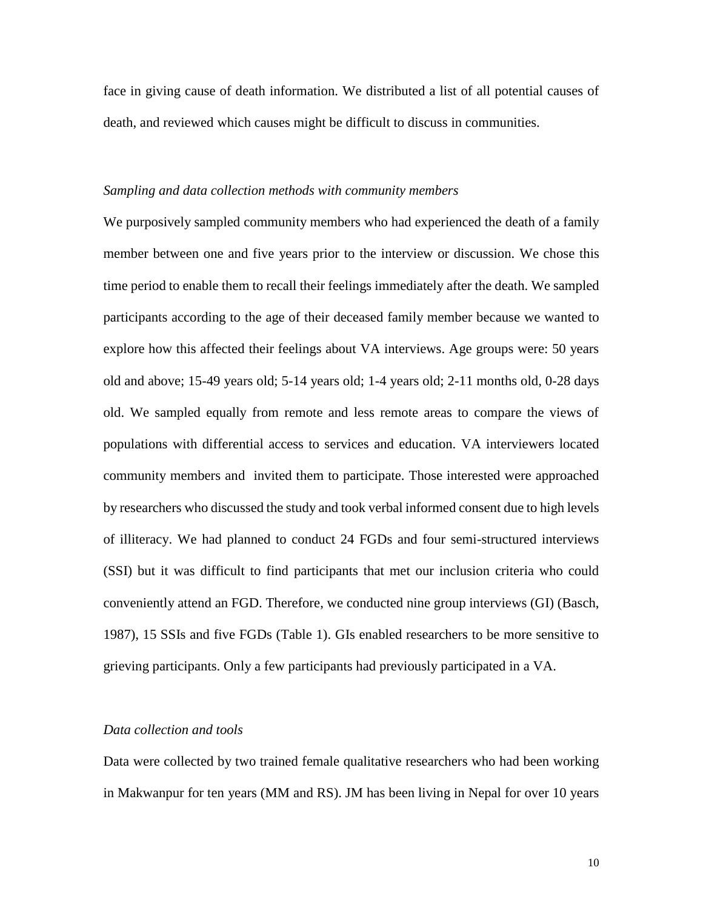face in giving cause of death information. We distributed a list of all potential causes of death, and reviewed which causes might be difficult to discuss in communities.

*Sampling and data collection methods with community members*

We purposively sampled community members who had experienced the death of a family member between one and five years prior to the interview or discussion. We chose this time period to enable them to recall their feelings immediately after the death. We sampled participants according to the age of their deceased family member because we wanted to explore how this affected their feelings about VA interviews. Age groups were: 50 years old and above; 15-49 years old; 5-14 years old; 1-4 years old; 2-11 months old, 0-28 days old. We sampled equally from remote and less remote areas to compare the views of populations with differential access to services and education. VA interviewers located community members and invited them to participate. Those interested were approached by researchers who discussed the study and took verbal informed consent due to high levels of illiteracy. We had planned to conduct 24 FGDs and four semi-structured interviews (SSI) but it was difficult to find participants that met our inclusion criteria who could conveniently attend an FGD. Therefore, we conducted nine group interviews (GI) (Basch, 1987), 15 SSIs and five FGDs (Table 1). GIs enabled researchers to be more sensitive to grieving participants. Only a few participants had previously participated in a VA.

*Data collection and tools*

Data were collected by two trained female qualitative researchers who had been working in Makwanpur for ten years (MM and RS). JM has been living in Nepal for over 10 years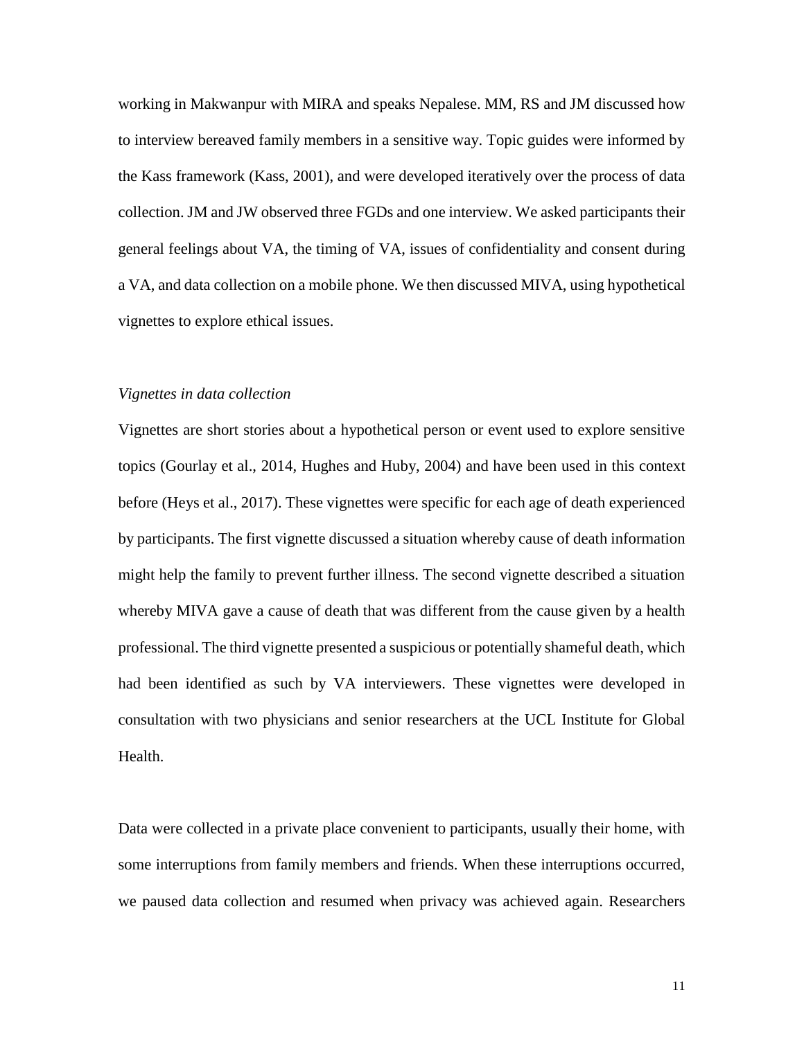working in Makwanpur with MIRA and speaks Nepalese. MM, RS and JM discussed how to interview bereaved family members in a sensitive way. Topic guides were informed by the Kass framework (Kass, 2001), and were developed iteratively over the process of data collection. JM and JW observed three FGDs and one interview. We asked participants their general feelings about VA, the timing of VA, issues of confidentiality and consent during a VA, and data collection on a mobile phone. We then discussed MIVA, using hypothetical vignettes to explore ethical issues.

*Vignettes in data collection*

Vignettes are short stories about a hypothetical person or event used to explore sensitive topics (Gourlay et al., 2014, Hughes and Huby, 2004) and have been used in this context before (Heys et al., 2017). These vignettes were specific for each age of death experienced by participants. The first vignette discussed a situation whereby cause of death information might help the family to prevent further illness. The second vignette described a situation whereby MIVA gave a cause of death that was different from the cause given by a health professional. The third vignette presented a suspicious or potentially shameful death, which had been identified as such by VA interviewers. These vignettes were developed in consultation with two physicians and senior researchers at the UCL Institute for Global Health.

Data were collected in a private place convenient to participants, usually their home, with some interruptions from family members and friends. When these interruptions occurred, we paused data collection and resumed when privacy was achieved again. Researchers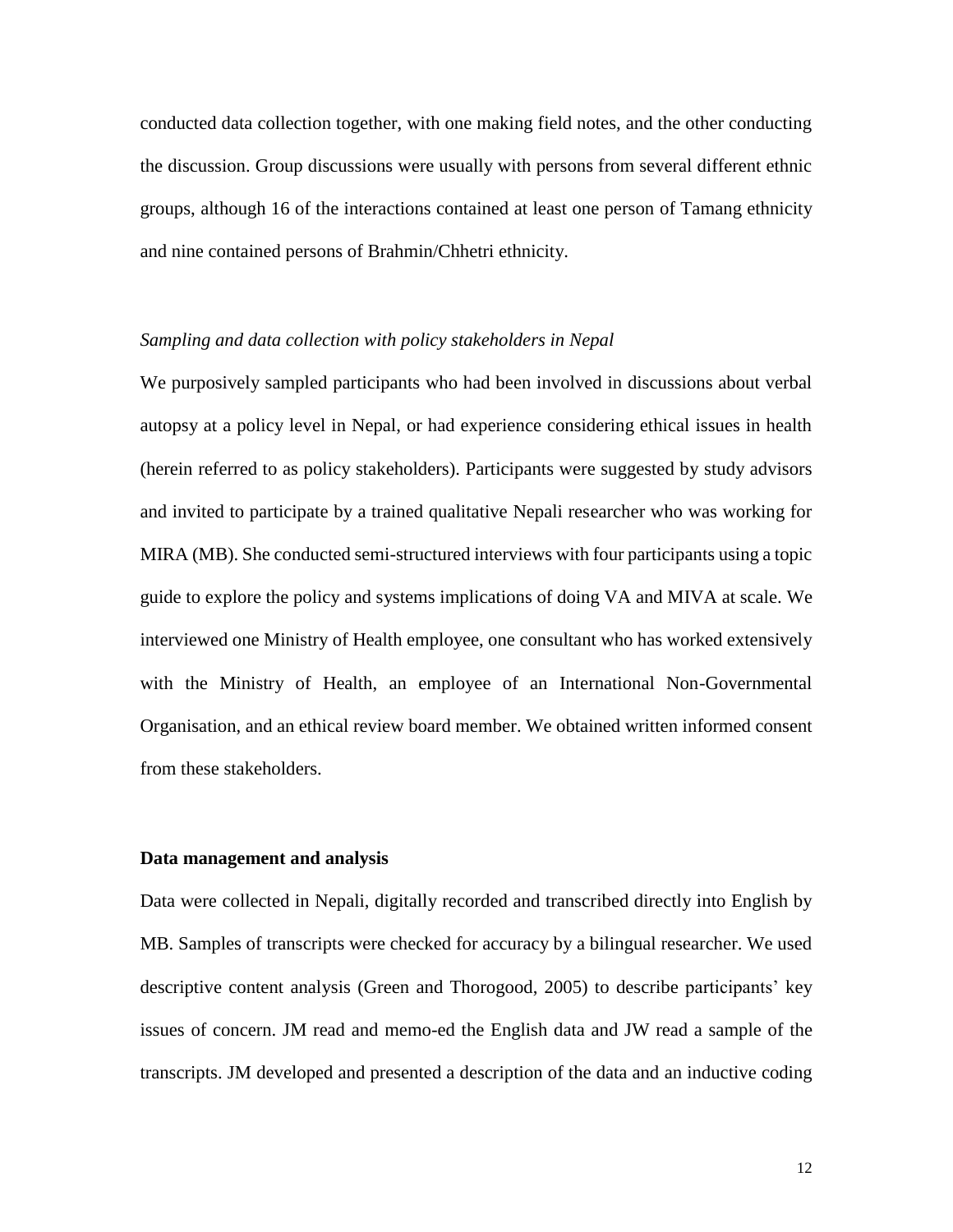conducted data collection together, with one making field notes, and the other conducting the discussion. Group discussions were usually with persons from several different ethnic groups, although 16 of the interactions contained at least one person of Tamang ethnicity and nine contained persons of Brahmin/Chhetri ethnicity.

*Sampling and data collection with policy stakeholders in Nepal*

We purposively sampled participants who had been involved in discussions about verbal autopsy at a policy level in Nepal, or had experience considering ethical issues in health (herein referred to as policy stakeholders). Participants were suggested by study advisors and invited to participate by a trained qualitative Nepali researcher who was working for MIRA (MB). She conducted semi-structured interviews with four participants using a topic guide to explore the policy and systems implications of doing VA and MIVA at scale. We interviewed one Ministry of Health employee, one consultant who has worked extensively with the Ministry of Health, an employee of an International Non-Governmental Organisation, and an ethical review board member. We obtained written informed consent from these stakeholders.

**Data management and analysis**

Data were collected in Nepali, digitally recorded and transcribed directly into English by MB. Samples of transcripts were checked for accuracy by a bilingual researcher. We used descriptive content analysis (Green and Thorogood, 2005) to describe participants' key issues of concern. JM read and memo-ed the English data and JW read a sample of the transcripts. JM developed and presented a description of the data and an inductive coding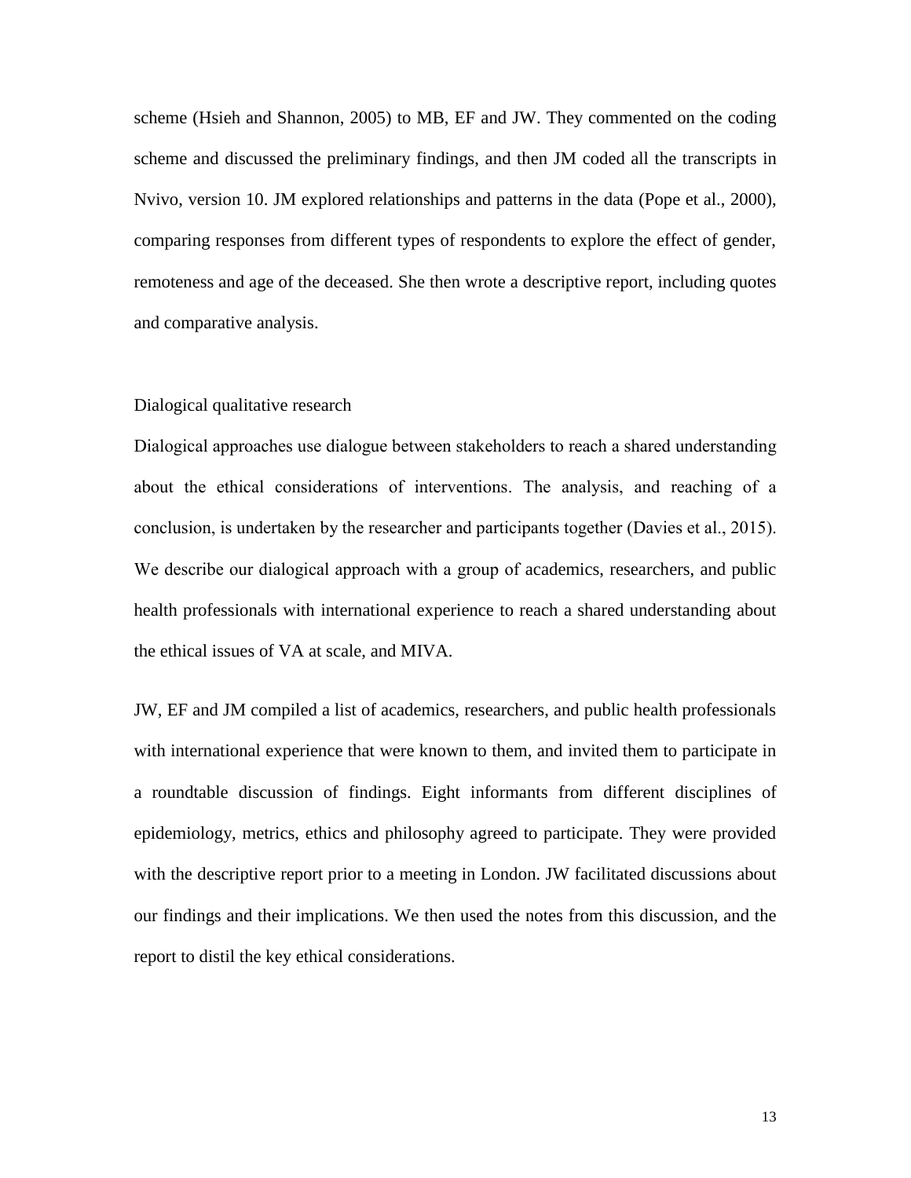scheme (Hsieh and Shannon, 2005) to MB, EF and JW. They commented on the coding scheme and discussed the preliminary findings, and then JM coded all the transcripts in Nvivo, version 10. JM explored relationships and patterns in the data (Pope et al., 2000), comparing responses from different types of respondents to explore the effect of gender, remoteness and age of the deceased. She then wrote a descriptive report, including quotes and comparative analysis.

## Dialogical qualitative research

Dialogical approaches use dialogue between stakeholders to reach a shared understanding about the ethical considerations of interventions. The analysis, and reaching of a conclusion, is undertaken by the researcher and participants together (Davies et al., 2015). We describe our dialogical approach with a group of academics, researchers, and public health professionals with international experience to reach a shared understanding about the ethical issues of VA at scale, and MIVA.

JW, EF and JM compiled a list of academics, researchers, and public health professionals with international experience that were known to them, and invited them to participate in a roundtable discussion of findings. Eight informants from different disciplines of epidemiology, metrics, ethics and philosophy agreed to participate. They were provided with the descriptive report prior to a meeting in London. JW facilitated discussions about our findings and their implications. We then used the notes from this discussion, and the report to distil the key ethical considerations.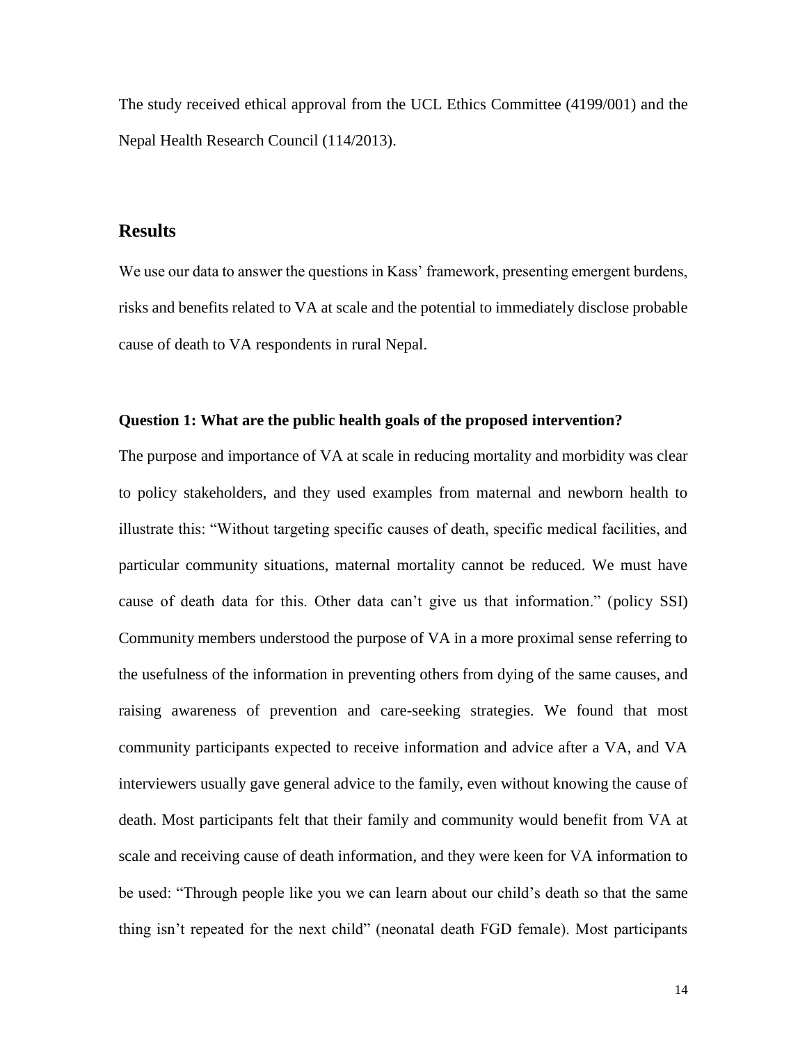The study received ethical approval from the UCL Ethics Committee (4199/001) and the Nepal Health Research Council (114/2013).

## Results

We use our data to answer the questions in Kass' framework, presenting emergent burdens, risks and benefits related to VA at scale and the potential to immediately disclose probable cause of death to VA respondents in rural Nepal.

**Question 1: What are the public health goals of the proposed intervention?**

The purpose and importance of VA at scale in reducing mortality and morbidity was clear to policy stakeholders, and they used examples from maternal and newborn health to illustrate this: "Without targeting specific causes of death, specific medical facilities, and particular community situations, maternal mortality cannot be reduced. We must have cause of death data for this. Other data can't give us that information." (policy SSI) Community members understood the purpose of VA in a more proximal sense referring to the usefulness of the information in preventing others from dying of the same causes, and raising awareness of prevention and care-seeking strategies. We found that most community participants expected to receive information and advice after a VA, and VA interviewers usually gave general advice to the family, even without knowing the cause of death. Most participants felt that their family and community would benefit from VA at scale and receiving cause of death information, and they were keen for VA information to be used: "Through people like you we can learn about our child's death so that the same thing isn't repeated for the next child" (neonatal death FGD female). Most participants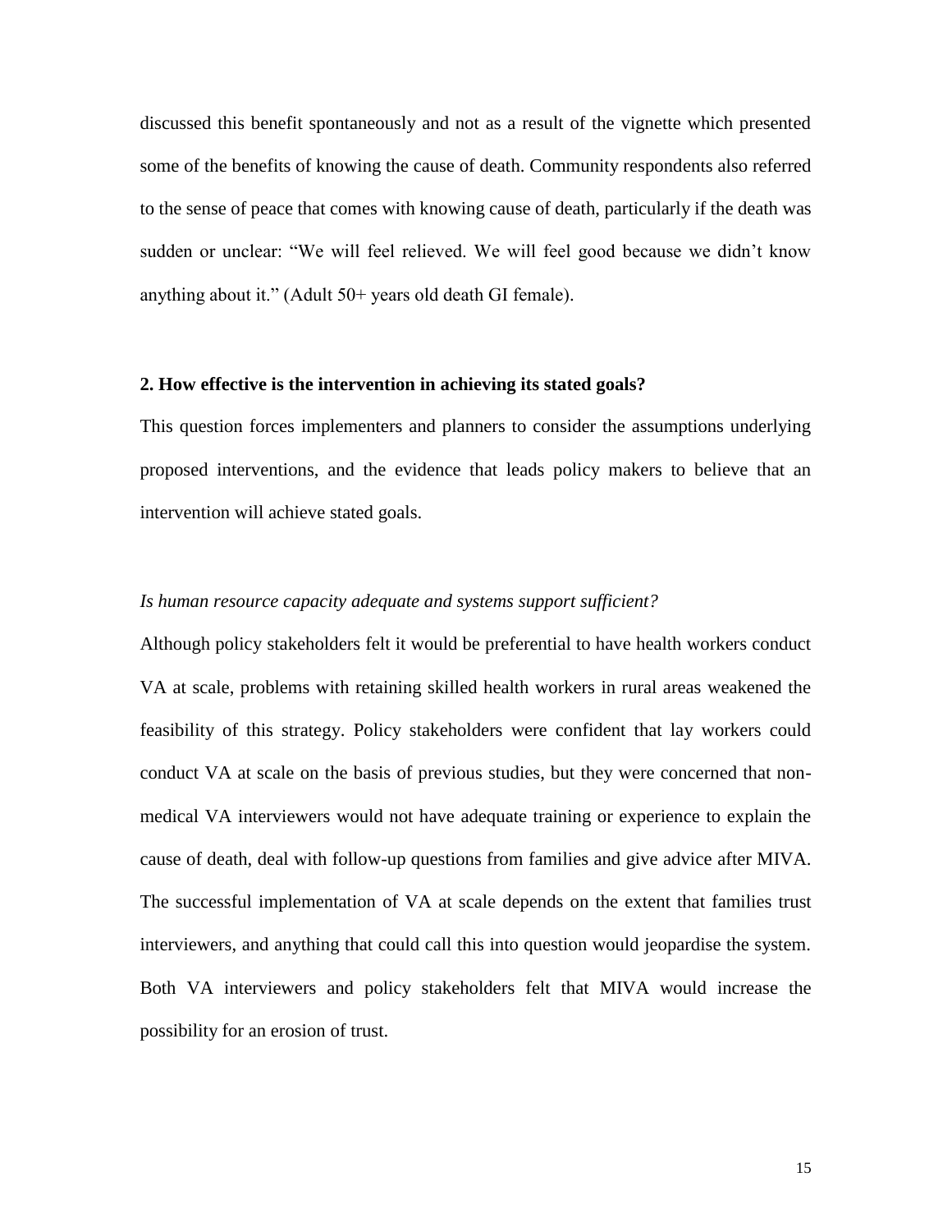discussed this benefit spontaneously and not as a result of the vignette which presented some of the benefits of knowing the cause of death. Community respondents also referred to the sense of peace that comes with knowing cause of death, particularly if the death was sudden or unclear: "We will feel relieved. We will feel good because we didn't know anything about it." (Adult 50+ years old death GI female).

**2. How effective is the intervention in achieving its stated goals?**

This question forces implementers and planners to consider the assumptions underlying proposed interventions, and the evidence that leads policy makers to believe that an intervention will achieve stated goals.

*Is human resource capacity adequate and systems support sufficient?*

Although policy stakeholders felt it would be preferential to have health workers conduct VA at scale, problems with retaining skilled health workers in rural areas weakened the feasibility of this strategy. Policy stakeholders were confident that lay workers could conduct VA at scale on the basis of previous studies, but they were concerned that non-medical VA interviewers would not have adequate training or experience to explain the cause of death, deal with follow-up questions from families and give advice after MIVA. The successful implementation of VA at scale depends on the extent that families trust interviewers, and anything that could call this into question would jeopardise the system. Both VA interviewers and policy stakeholders felt that MIVA would increase the possibility for an erosion of trust.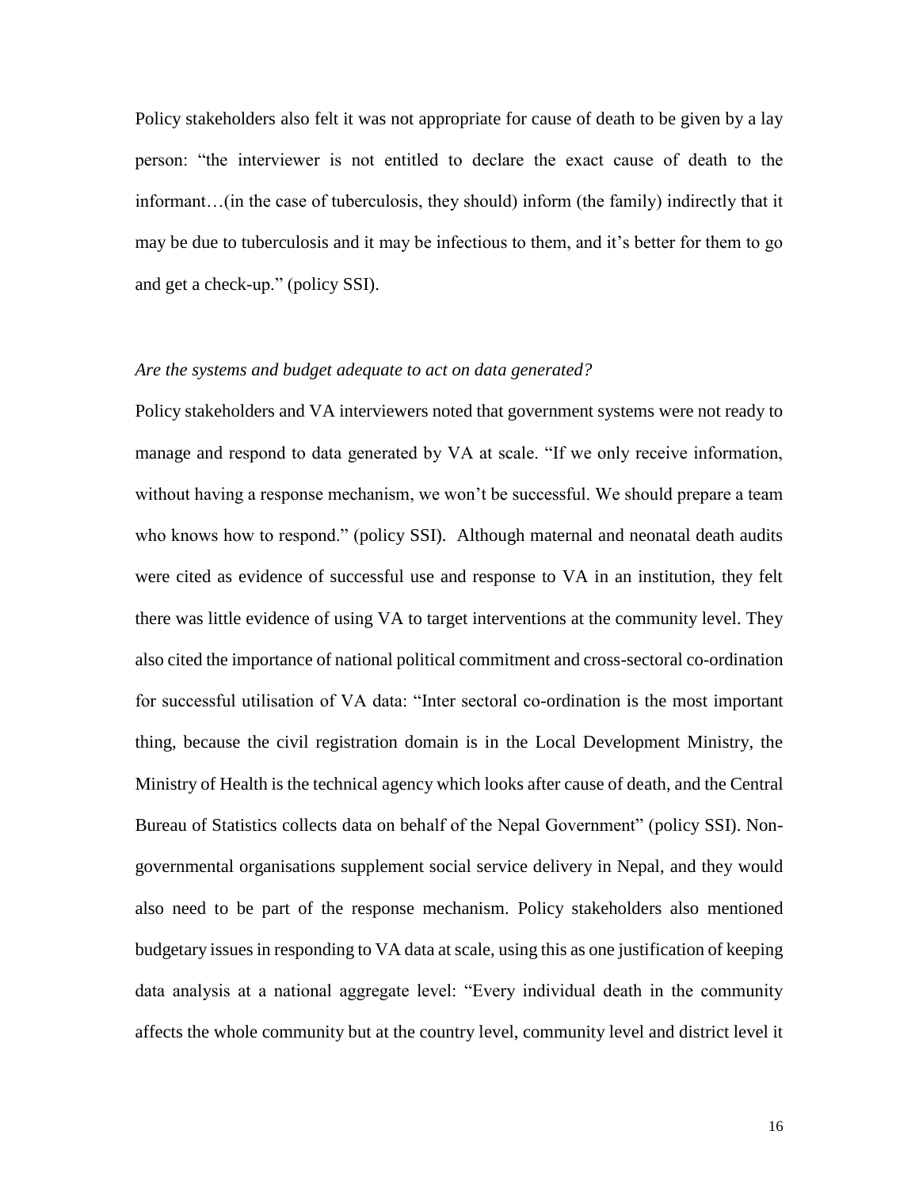Policy stakeholders also felt it was not appropriate for cause of death to be given by a lay person: "the interviewer is not entitled to declare the exact cause of death to the informant…(in the case of tuberculosis, they should) inform (the family) indirectly that it may be due to tuberculosis and it may be infectious to them, and it's better for them to go and get a check-up." (policy SSI).

*Are the systems and budget adequate to act on data generated?*

Policy stakeholders and VA interviewers noted that government systems were not ready to manage and respond to data generated by VA at scale. "If we only receive information, without having a response mechanism, we won't be successful. We should prepare a team who knows how to respond." (policy SSI). Although maternal and neonatal death audits were cited as evidence of successful use and response to VA in an institution, they felt there was little evidence of using VA to target interventions at the community level. They also cited the importance of national political commitment and cross-sectoral co-ordination for successful utilisation of VA data: "Inter sectoral co-ordination is the most important thing, because the civil registration domain is in the Local Development Ministry, the Ministry of Health is the technical agency which looks after cause of death, and the Central Bureau of Statistics collects data on behalf of the Nepal Government" (policy SSI). Non-governmental organisations supplement social service delivery in Nepal, and they would also need to be part of the response mechanism. Policy stakeholders also mentioned budgetary issues in responding to VA data at scale, using this as one justification of keeping data analysis at a national aggregate level: "Every individual death in the community affects the whole community but at the country level, community level and district level it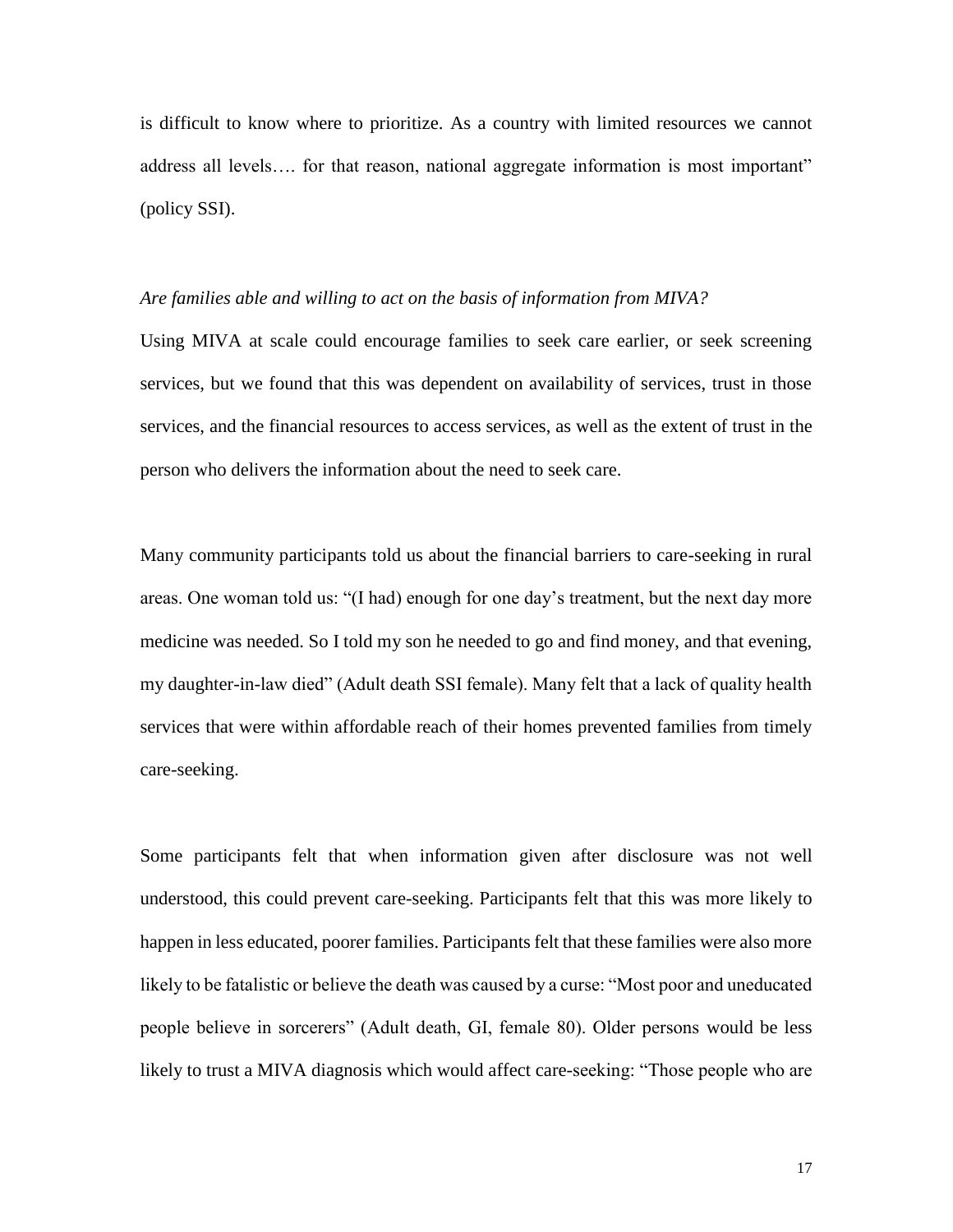is difficult to know where to prioritize. As a country with limited resources we cannot address all levels…. for that reason, national aggregate information is most important" (policy SSI).

*Are families able and willing to act on the basis of information from MIVA?*

Using MIVA at scale could encourage families to seek care earlier, or seek screening services, but we found that this was dependent on availability of services, trust in those services, and the financial resources to access services, as well as the extent of trust in the person who delivers the information about the need to seek care.

Many community participants told us about the financial barriers to care-seeking in rural areas. One woman told us: "(I had) enough for one day's treatment, but the next day more medicine was needed. So I told my son he needed to go and find money, and that evening, my daughter-in-law died" (Adult death SSI female). Many felt that a lack of quality health services that were within affordable reach of their homes prevented families from timely care-seeking.

Some participants felt that when information given after disclosure was not well understood, this could prevent care-seeking. Participants felt that this was more likely to happen in less educated, poorer families. Participants felt that these families were also more likely to be fatalistic or believe the death was caused by a curse: "Most poor and uneducated people believe in sorcerers" (Adult death, GI, female 80). Older persons would be less likely to trust a MIVA diagnosis which would affect care-seeking: "Those people who are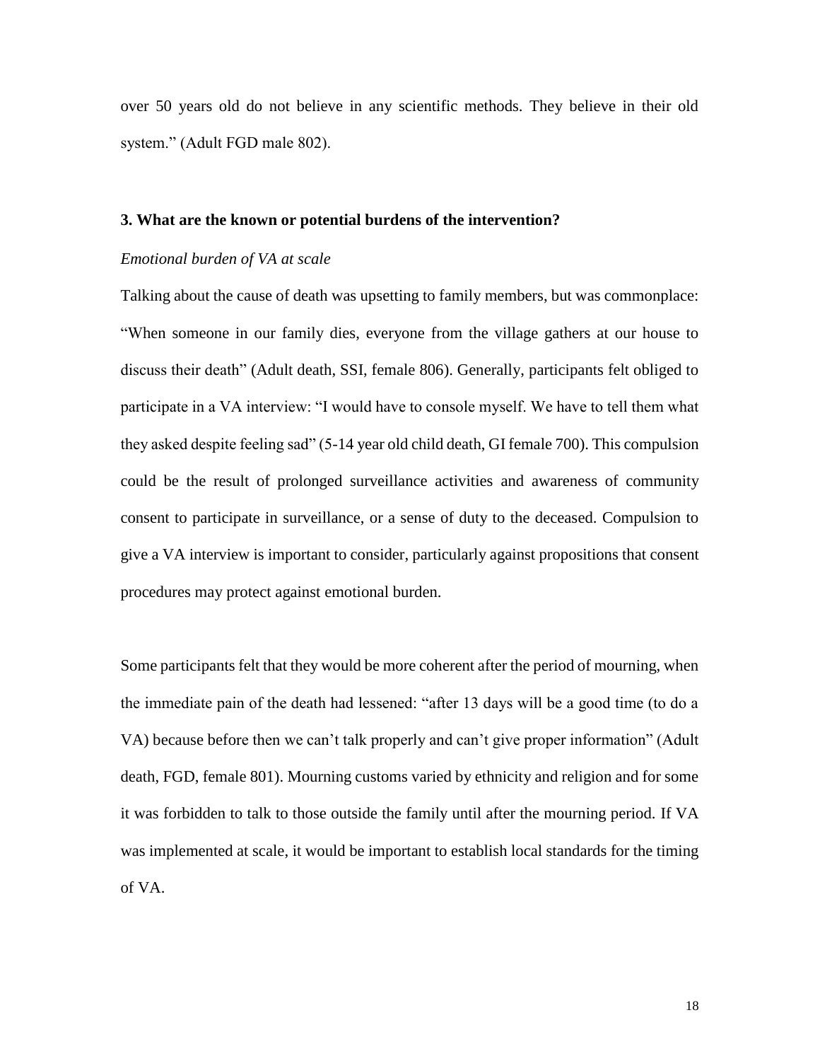over 50 years old do not believe in any scientific methods. They believe in their old system." (Adult FGD male 802).

### 3. What are the known or potential burdens of the intervention?

*Emotional burden of VA at scale*

Talking about the cause of death was upsetting to family members, but was commonplace: "When someone in our family dies, everyone from the village gathers at our house to discuss their death" (Adult death, SSI, female 806). Generally, participants felt obliged to participate in a VA interview: "I would have to console myself. We have to tell them what they asked despite feeling sad" (5-14 year old child death, GI female 700). This compulsion could be the result of prolonged surveillance activities and awareness of community consent to participate in surveillance, or a sense of duty to the deceased. Compulsion to give a VA interview is important to consider, particularly against propositions that consent procedures may protect against emotional burden.

Some participants felt that they would be more coherent after the period of mourning, when the immediate pain of the death had lessened: "after 13 days will be a good time (to do a VA) because before then we can't talk properly and can't give proper information" (Adult death, FGD, female 801). Mourning customs varied by ethnicity and religion and for some it was forbidden to talk to those outside the family until after the mourning period. If VA was implemented at scale, it would be important to establish local standards for the timing of VA.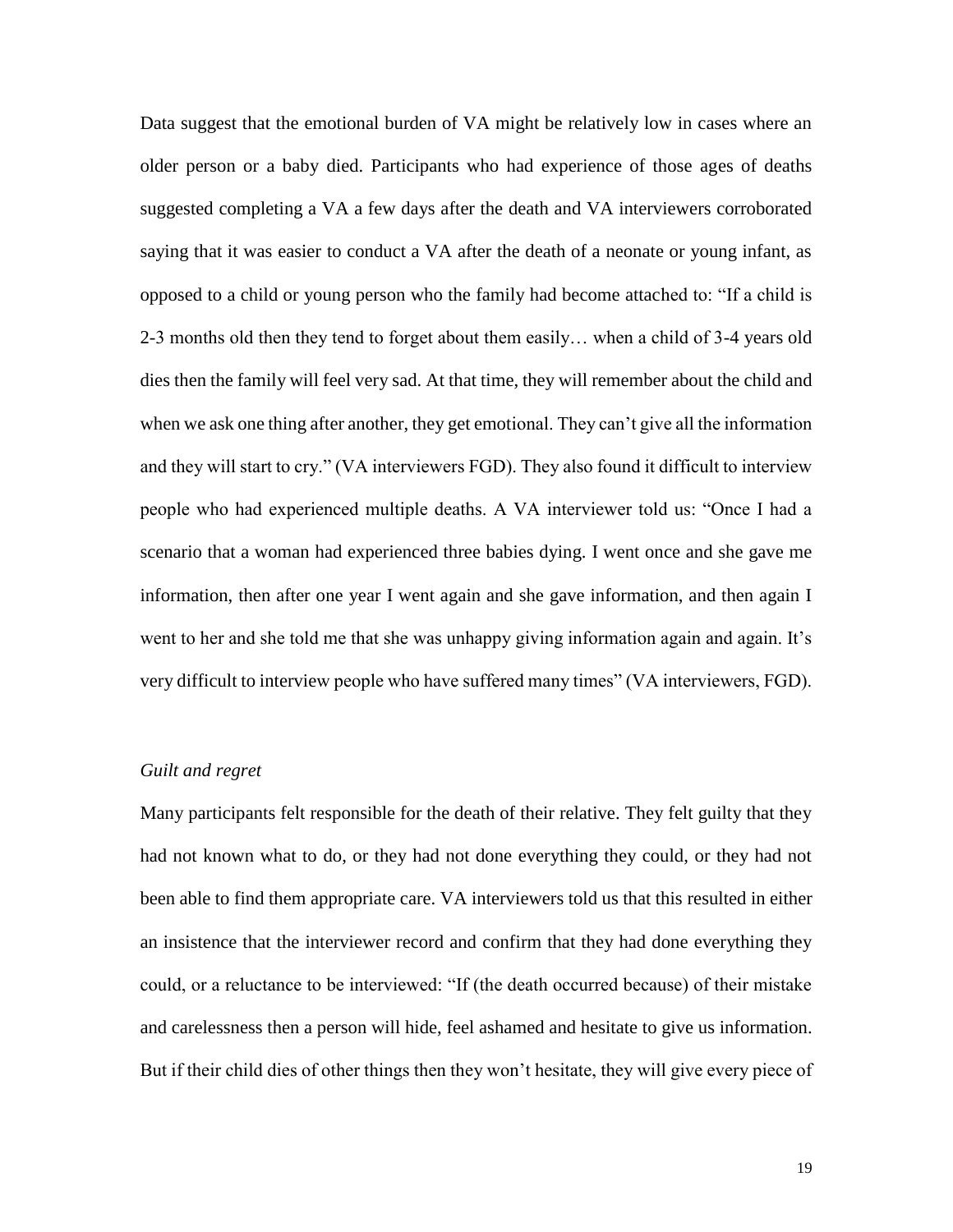Data suggest that the emotional burden of VA might be relatively low in cases where an older person or a baby died. Participants who had experience of those ages of deaths suggested completing a VA a few days after the death and VA interviewers corroborated saying that it was easier to conduct a VA after the death of a neonate or young infant, as opposed to a child or young person who the family had become attached to: "If a child is 2-3 months old then they tend to forget about them easily… when a child of 3-4 years old dies then the family will feel very sad. At that time, they will remember about the child and when we ask one thing after another, they get emotional. They can't give all the information and they will start to cry." (VA interviewers FGD). They also found it difficult to interview people who had experienced multiple deaths. A VA interviewer told us: "Once I had a scenario that a woman had experienced three babies dying. I went once and she gave me information, then after one year I went again and she gave information, and then again I went to her and she told me that she was unhappy giving information again and again. It's very difficult to interview people who have suffered many times" (VA interviewers, FGD).

*Guilt and regret*

Many participants felt responsible for the death of their relative. They felt guilty that they had not known what to do, or they had not done everything they could, or they had not been able to find them appropriate care. VA interviewers told us that this resulted in either an insistence that the interviewer record and confirm that they had done everything they could, or a reluctance to be interviewed: "If (the death occurred because) of their mistake and carelessness then a person will hide, feel ashamed and hesitate to give us information. But if their child dies of other things then they won't hesitate, they will give every piece of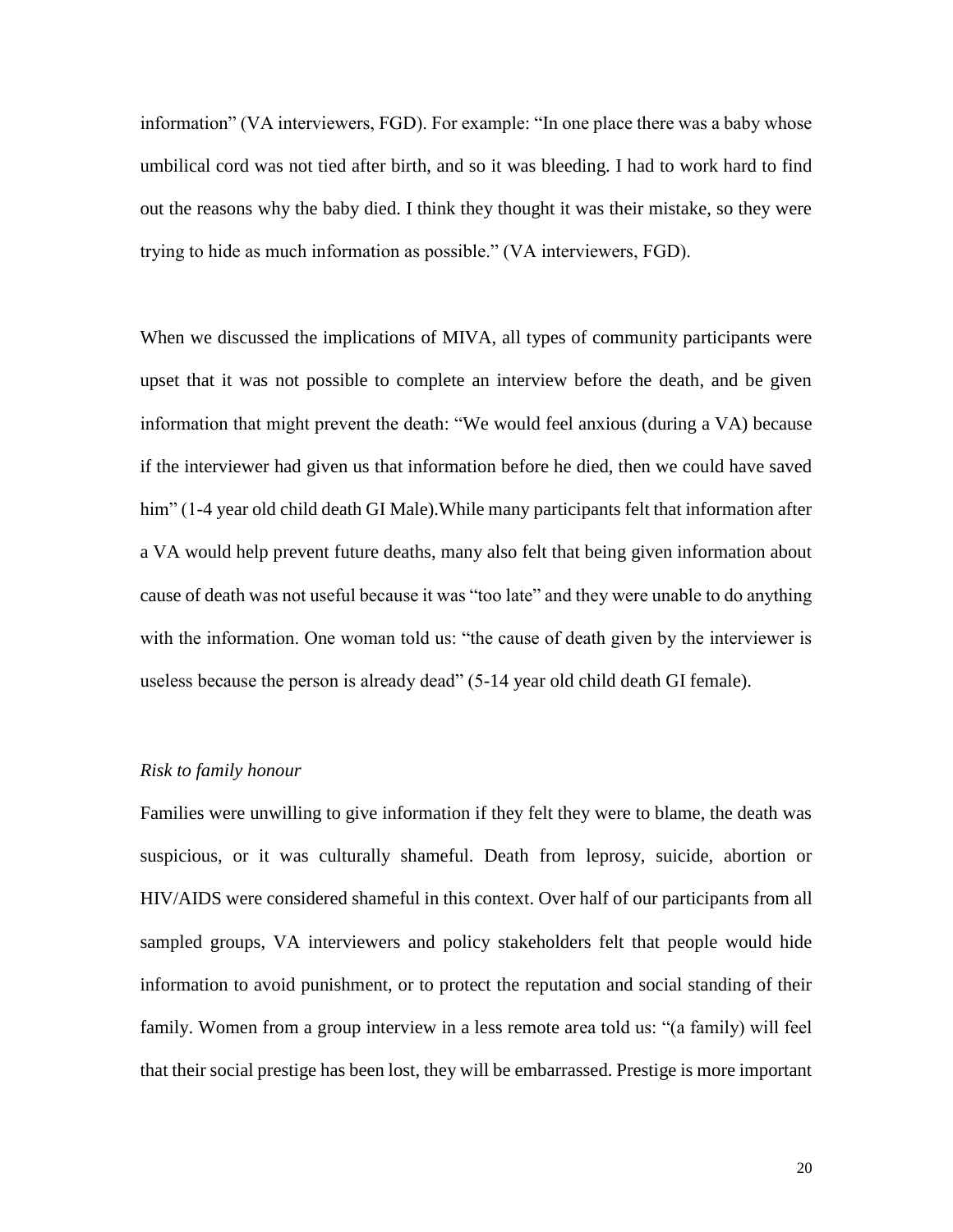information" (VA interviewers, FGD). For example: "In one place there was a baby whose umbilical cord was not tied after birth, and so it was bleeding. I had to work hard to find out the reasons why the baby died. I think they thought it was their mistake, so they were trying to hide as much information as possible." (VA interviewers, FGD).

When we discussed the implications of MIVA, all types of community participants were upset that it was not possible to complete an interview before the death, and be given information that might prevent the death: "We would feel anxious (during a VA) because if the interviewer had given us that information before he died, then we could have saved him" (1-4 year old child death GI Male).While many participants felt that information after a VA would help prevent future deaths, many also felt that being given information about cause of death was not useful because it was "too late" and they were unable to do anything with the information. One woman told us: "the cause of death given by the interviewer is useless because the person is already dead" (5-14 year old child death GI female).

*Risk to family honour*

Families were unwilling to give information if they felt they were to blame, the death was suspicious, or it was culturally shameful. Death from leprosy, suicide, abortion or HIV/AIDS were considered shameful in this context. Over half of our participants from all sampled groups, VA interviewers and policy stakeholders felt that people would hide information to avoid punishment, or to protect the reputation and social standing of their family. Women from a group interview in a less remote area told us: "(a family) will feel that their social prestige has been lost, they will be embarrassed. Prestige is more important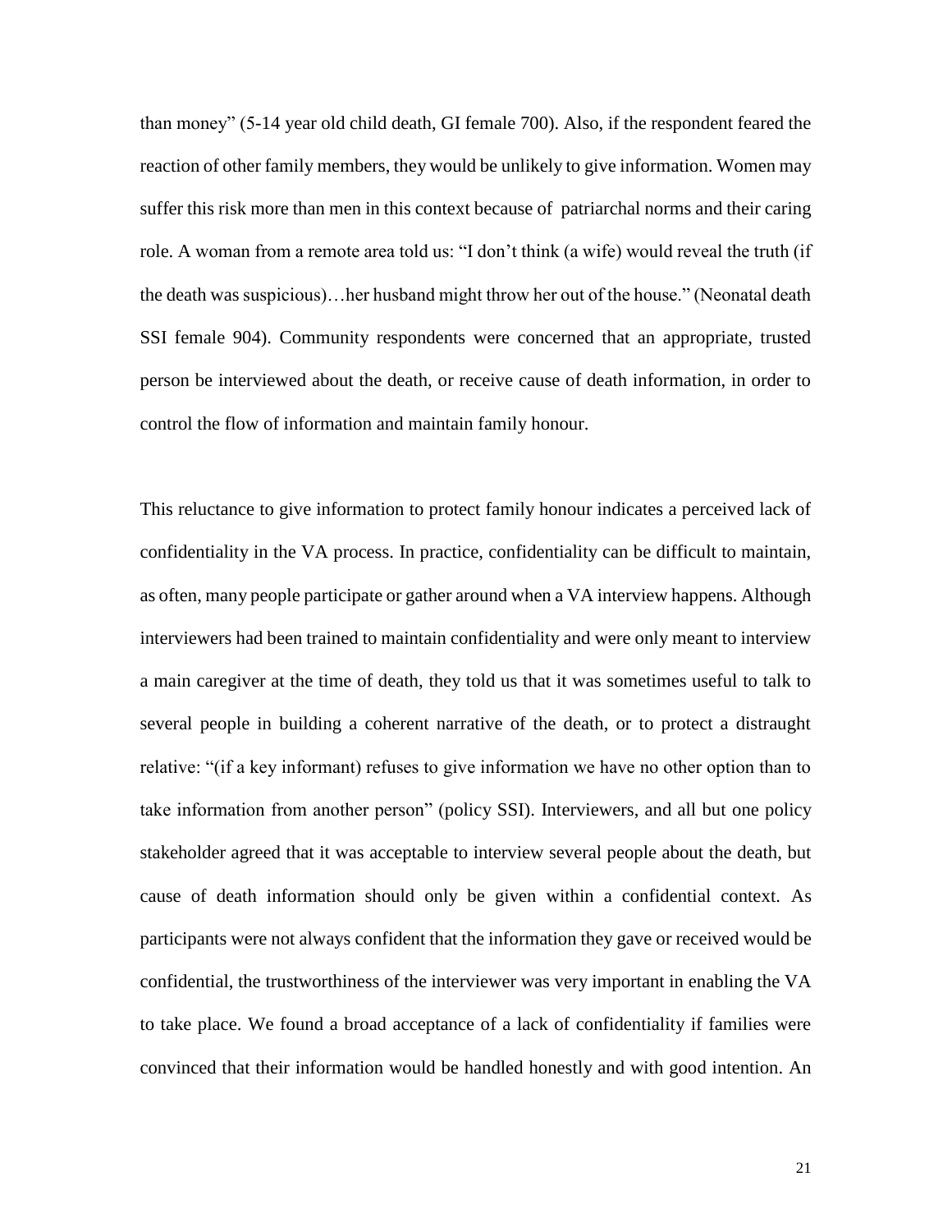than money" (5-14 year old child death, GI female 700). Also, if the respondent feared the reaction of other family members, they would be unlikely to give information. Women may suffer this risk more than men in this context because of patriarchal norms and their caring role. A woman from a remote area told us: "I don't think (a wife) would reveal the truth (if the death was suspicious)…her husband might throw her out of the house." (Neonatal death SSI female 904). Community respondents were concerned that an appropriate, trusted person be interviewed about the death, or receive cause of death information, in order to control the flow of information and maintain family honour.

This reluctance to give information to protect family honour indicates a perceived lack of confidentiality in the VA process. In practice, confidentiality can be difficult to maintain, as often, many people participate or gather around when a VA interview happens. Although interviewers had been trained to maintain confidentiality and were only meant to interview a main caregiver at the time of death, they told us that it was sometimes useful to talk to several people in building a coherent narrative of the death, or to protect a distraught relative: "(if a key informant) refuses to give information we have no other option than to take information from another person" (policy SSI). Interviewers, and all but one policy stakeholder agreed that it was acceptable to interview several people about the death, but cause of death information should only be given within a confidential context. As participants were not always confident that the information they gave or received would be confidential, the trustworthiness of the interviewer was very important in enabling the VA to take place. We found a broad acceptance of a lack of confidentiality if families were convinced that their information would be handled honestly and with good intention. An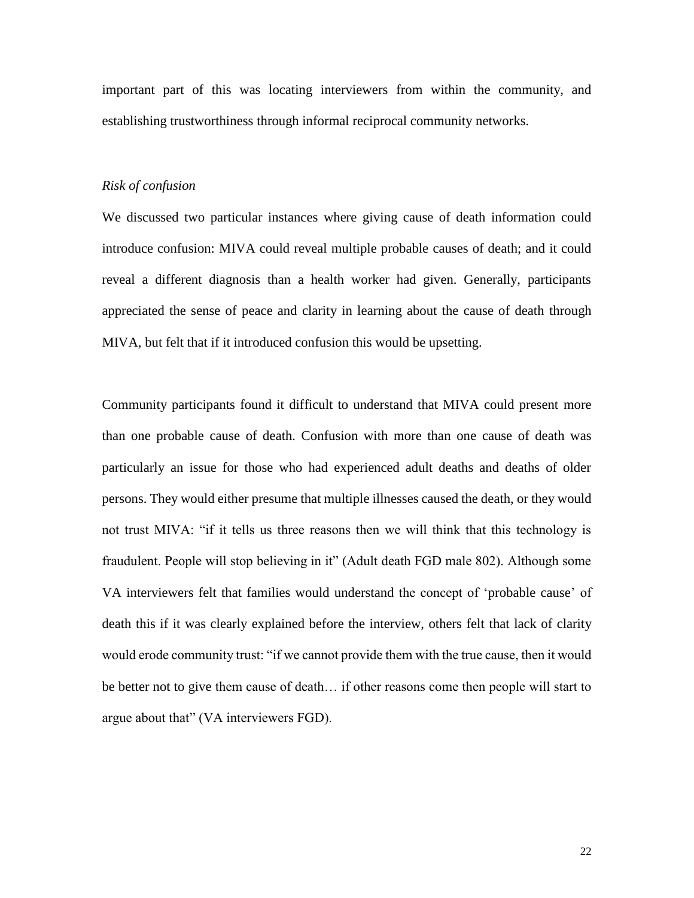important part of this was locating interviewers from within the community, and establishing trustworthiness through informal reciprocal community networks.

*Risk of confusion*

We discussed two particular instances where giving cause of death information could introduce confusion: MIVA could reveal multiple probable causes of death; and it could reveal a different diagnosis than a health worker had given. Generally, participants appreciated the sense of peace and clarity in learning about the cause of death through MIVA, but felt that if it introduced confusion this would be upsetting.

Community participants found it difficult to understand that MIVA could present more than one probable cause of death. Confusion with more than one cause of death was particularly an issue for those who had experienced adult deaths and deaths of older persons. They would either presume that multiple illnesses caused the death, or they would not trust MIVA: "if it tells us three reasons then we will think that this technology is fraudulent. People will stop believing in it" (Adult death FGD male 802). Although some VA interviewers felt that families would understand the concept of 'probable cause' of death this if it was clearly explained before the interview, others felt that lack of clarity would erode community trust: "if we cannot provide them with the true cause, then it would be better not to give them cause of death… if other reasons come then people will start to argue about that" (VA interviewers FGD).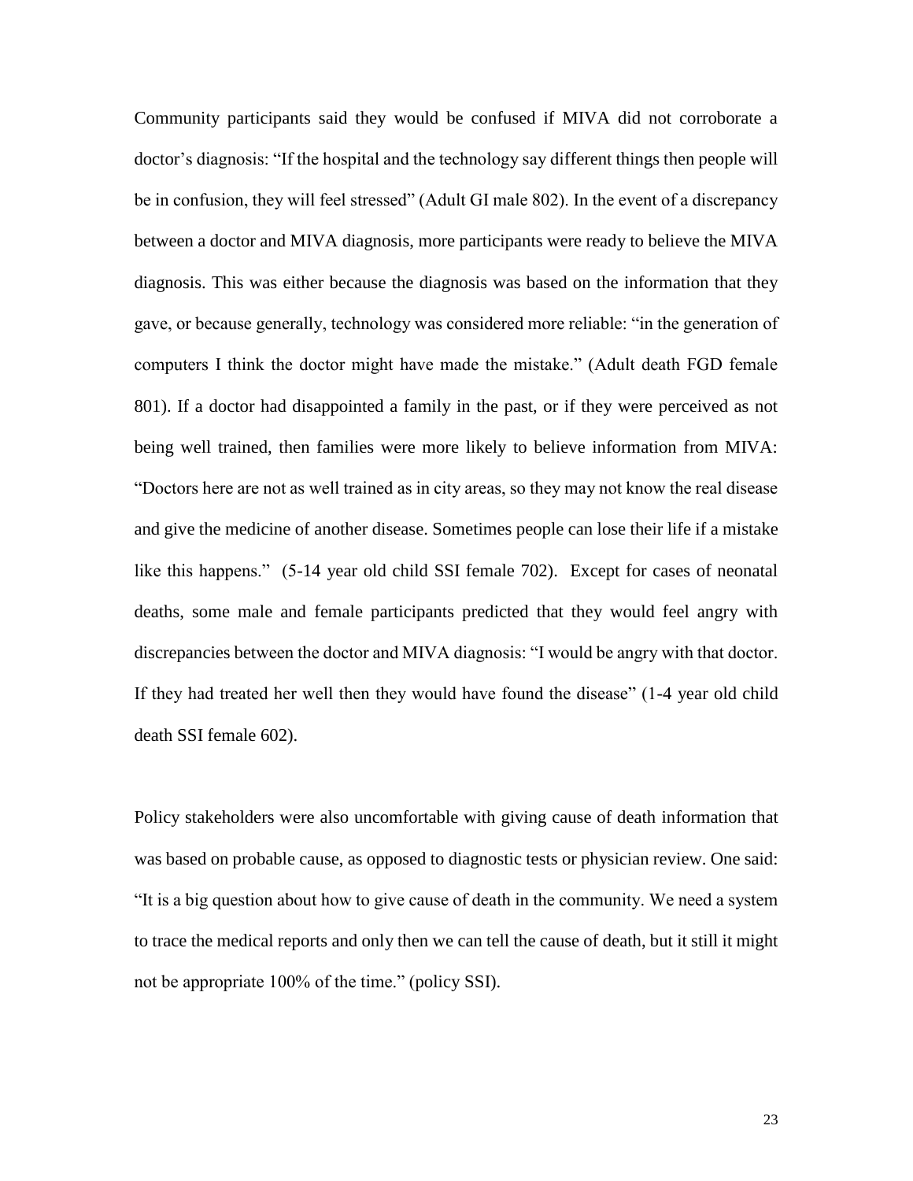Community participants said they would be confused if MIVA did not corroborate a doctor's diagnosis: "If the hospital and the technology say different things then people will be in confusion, they will feel stressed" (Adult GI male 802). In the event of a discrepancy between a doctor and MIVA diagnosis, more participants were ready to believe the MIVA diagnosis. This was either because the diagnosis was based on the information that they gave, or because generally, technology was considered more reliable: "in the generation of computers I think the doctor might have made the mistake." (Adult death FGD female 801). If a doctor had disappointed a family in the past, or if they were perceived as not being well trained, then families were more likely to believe information from MIVA: "Doctors here are not as well trained as in city areas, so they may not know the real disease and give the medicine of another disease. Sometimes people can lose their life if a mistake like this happens." (5-14 year old child SSI female 702). Except for cases of neonatal deaths, some male and female participants predicted that they would feel angry with discrepancies between the doctor and MIVA diagnosis: "I would be angry with that doctor. If they had treated her well then they would have found the disease" (1-4 year old child death SSI female 602).

Policy stakeholders were also uncomfortable with giving cause of death information that was based on probable cause, as opposed to diagnostic tests or physician review. One said: "It is a big question about how to give cause of death in the community. We need a system to trace the medical reports and only then we can tell the cause of death, but it still it might not be appropriate 100% of the time." (policy SSI).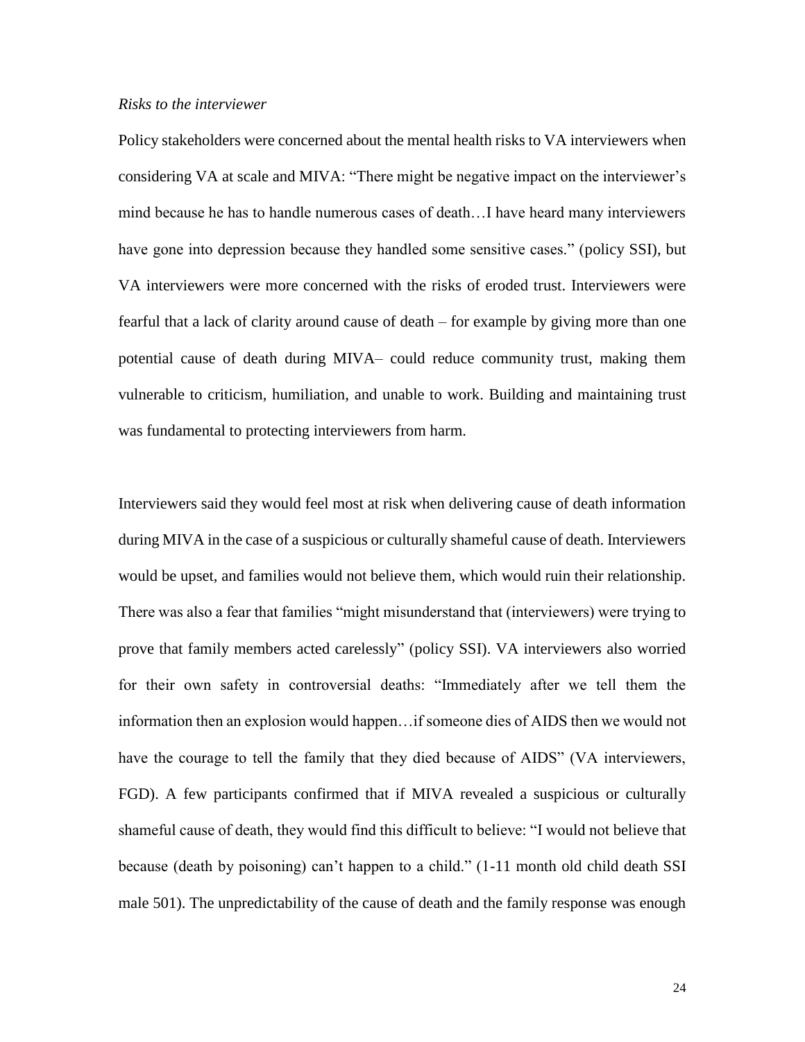*Risks to the interviewer*

Policy stakeholders were concerned about the mental health risks to VA interviewers when considering VA at scale and MIVA: "There might be negative impact on the interviewer's mind because he has to handle numerous cases of death…I have heard many interviewers have gone into depression because they handled some sensitive cases." (policy SSI), but VA interviewers were more concerned with the risks of eroded trust. Interviewers were fearful that a lack of clarity around cause of death – for example by giving more than one potential cause of death during MIVA– could reduce community trust, making them vulnerable to criticism, humiliation, and unable to work. Building and maintaining trust was fundamental to protecting interviewers from harm.

Interviewers said they would feel most at risk when delivering cause of death information during MIVA in the case of a suspicious or culturally shameful cause of death. Interviewers would be upset, and families would not believe them, which would ruin their relationship. There was also a fear that families "might misunderstand that (interviewers) were trying to prove that family members acted carelessly" (policy SSI). VA interviewers also worried for their own safety in controversial deaths: "Immediately after we tell them the information then an explosion would happen…if someone dies of AIDS then we would not have the courage to tell the family that they died because of AIDS" (VA interviewers, FGD). A few participants confirmed that if MIVA revealed a suspicious or culturally shameful cause of death, they would find this difficult to believe: "I would not believe that because (death by poisoning) can't happen to a child." (1-11 month old child death SSI male 501). The unpredictability of the cause of death and the family response was enough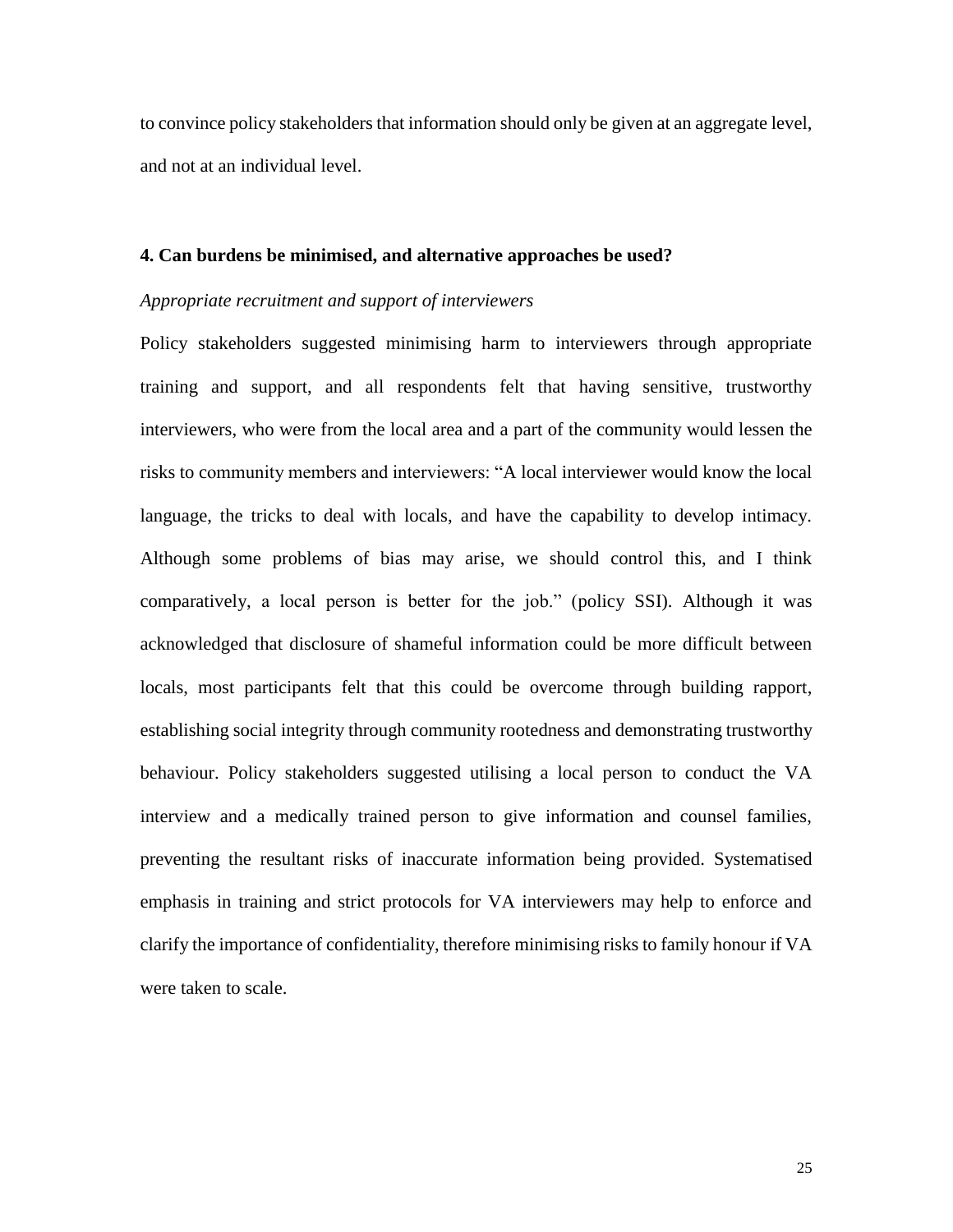to convince policy stakeholders that information should only be given at an aggregate level, and not at an individual level.

### 4. Can burdens be minimised, and alternative approaches be used?

*Appropriate recruitment and support of interviewers*

Policy stakeholders suggested minimising harm to interviewers through appropriate training and support, and all respondents felt that having sensitive, trustworthy interviewers, who were from the local area and a part of the community would lessen the risks to community members and interviewers: "A local interviewer would know the local language, the tricks to deal with locals, and have the capability to develop intimacy. Although some problems of bias may arise, we should control this, and I think comparatively, a local person is better for the job." (policy SSI). Although it was acknowledged that disclosure of shameful information could be more difficult between locals, most participants felt that this could be overcome through building rapport, establishing social integrity through community rootedness and demonstrating trustworthy behaviour. Policy stakeholders suggested utilising a local person to conduct the VA interview and a medically trained person to give information and counsel families, preventing the resultant risks of inaccurate information being provided. Systematised emphasis in training and strict protocols for VA interviewers may help to enforce and clarify the importance of confidentiality, therefore minimising risks to family honour if VA were taken to scale.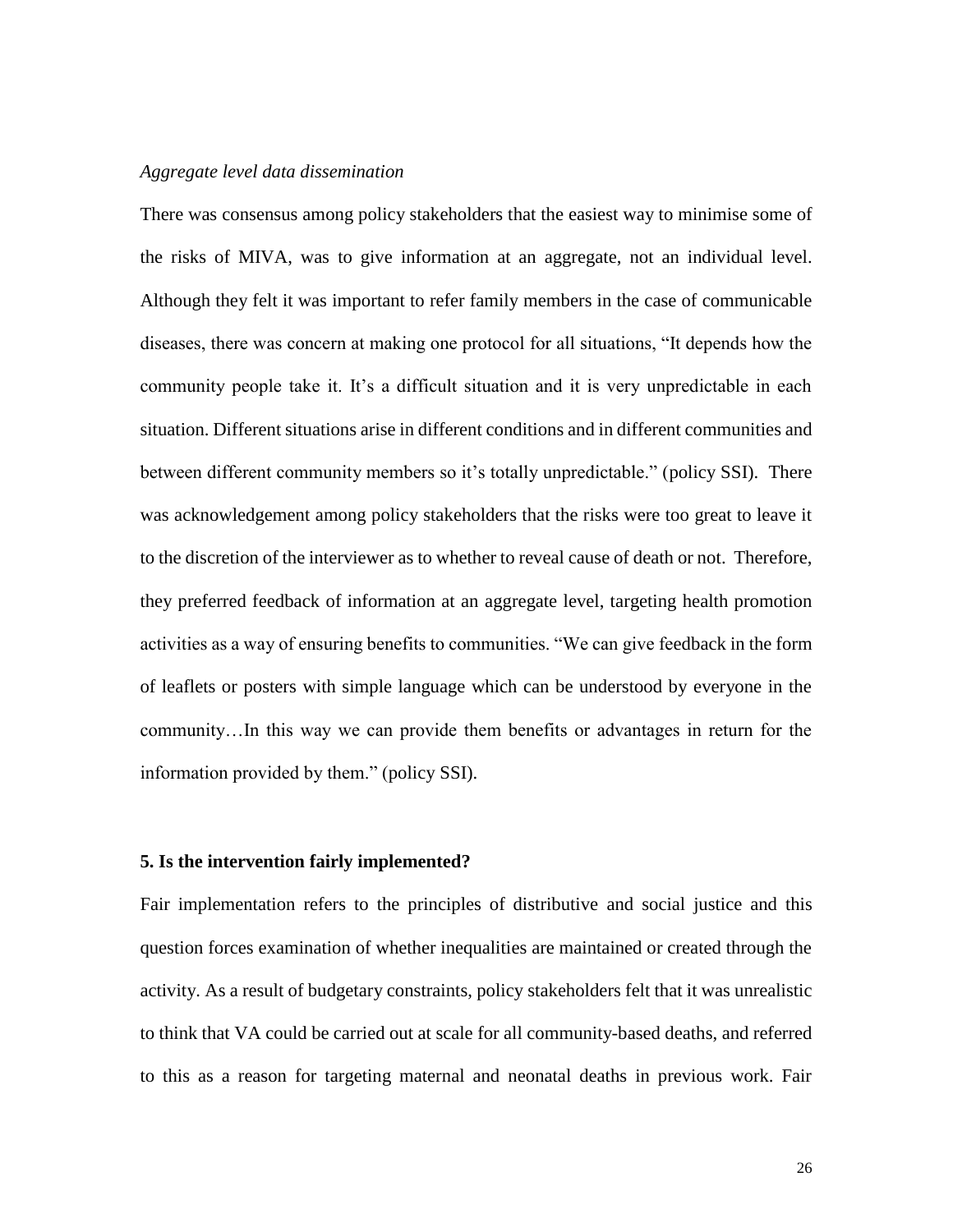*Aggregate level data dissemination*

There was consensus among policy stakeholders that the easiest way to minimise some of the risks of MIVA, was to give information at an aggregate, not an individual level. Although they felt it was important to refer family members in the case of communicable diseases, there was concern at making one protocol for all situations, "It depends how the community people take it. It's a difficult situation and it is very unpredictable in each situation. Different situations arise in different conditions and in different communities and between different community members so it's totally unpredictable." (policy SSI). There was acknowledgement among policy stakeholders that the risks were too great to leave it to the discretion of the interviewer as to whether to reveal cause of death or not. Therefore, they preferred feedback of information at an aggregate level, targeting health promotion activities as a way of ensuring benefits to communities. "We can give feedback in the form of leaflets or posters with simple language which can be understood by everyone in the community…In this way we can provide them benefits or advantages in return for the information provided by them." (policy SSI).

**5. Is the intervention fairly implemented?**

Fair implementation refers to the principles of distributive and social justice and this question forces examination of whether inequalities are maintained or created through the activity. As a result of budgetary constraints, policy stakeholders felt that it was unrealistic to think that VA could be carried out at scale for all community-based deaths, and referred to this as a reason for targeting maternal and neonatal deaths in previous work. Fair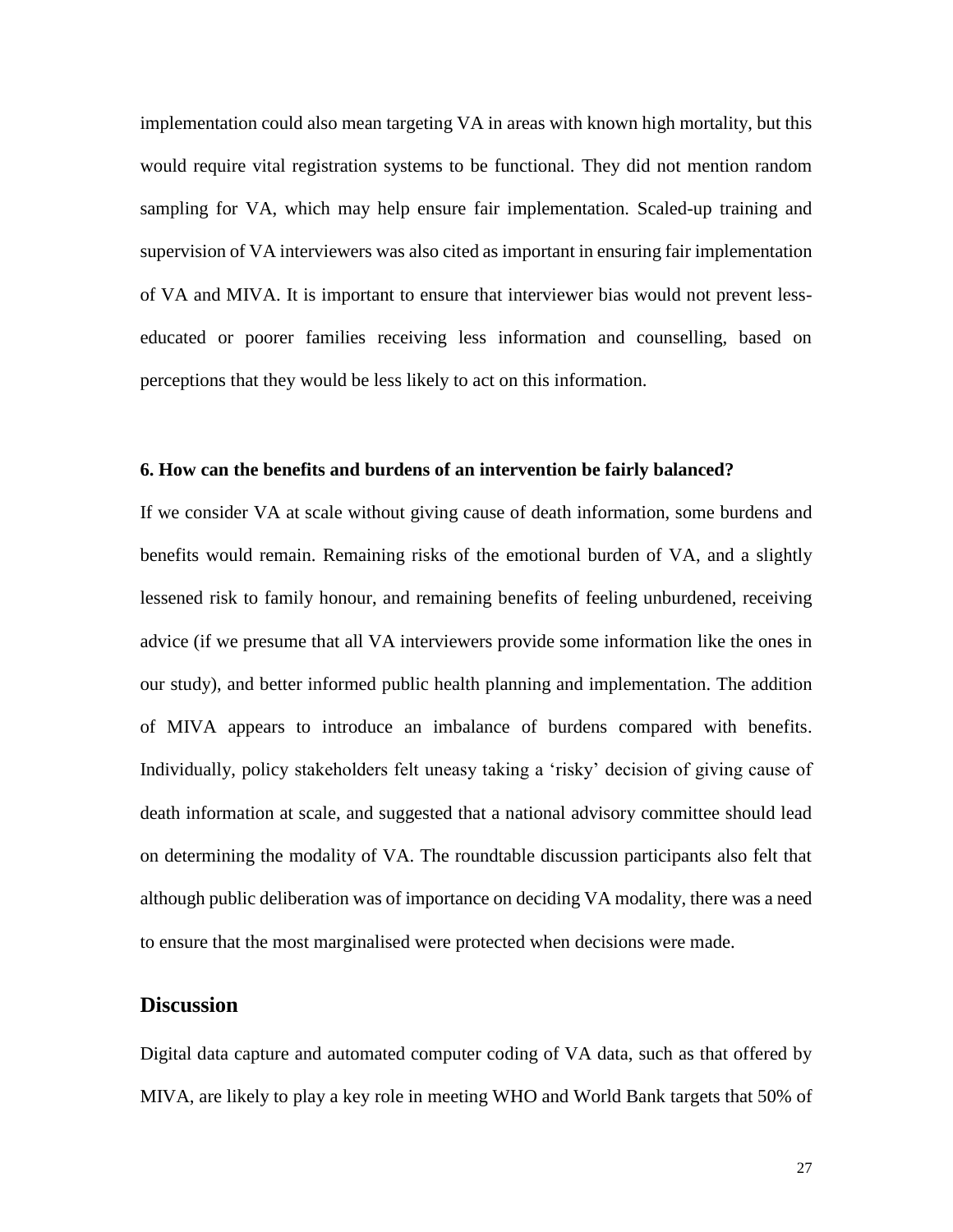implementation could also mean targeting VA in areas with known high mortality, but this would require vital registration systems to be functional. They did not mention random sampling for VA, which may help ensure fair implementation. Scaled-up training and supervision of VA interviewers was also cited as important in ensuring fair implementation of VA and MIVA. It is important to ensure that interviewer bias would not prevent less-educated or poorer families receiving less information and counselling, based on perceptions that they would be less likely to act on this information.

**6. How can the benefits and burdens of an intervention be fairly balanced?**

If we consider VA at scale without giving cause of death information, some burdens and benefits would remain. Remaining risks of the emotional burden of VA, and a slightly lessened risk to family honour, and remaining benefits of feeling unburdened, receiving advice (if we presume that all VA interviewers provide some information like the ones in our study), and better informed public health planning and implementation. The addition of MIVA appears to introduce an imbalance of burdens compared with benefits. Individually, policy stakeholders felt uneasy taking a 'risky' decision of giving cause of death information at scale, and suggested that a national advisory committee should lead on determining the modality of VA. The roundtable discussion participants also felt that although public deliberation was of importance on deciding VA modality, there was a need to ensure that the most marginalised were protected when decisions were made.

## Discussion

Digital data capture and automated computer coding of VA data, such as that offered by MIVA, are likely to play a key role in meeting WHO and World Bank targets that 50% of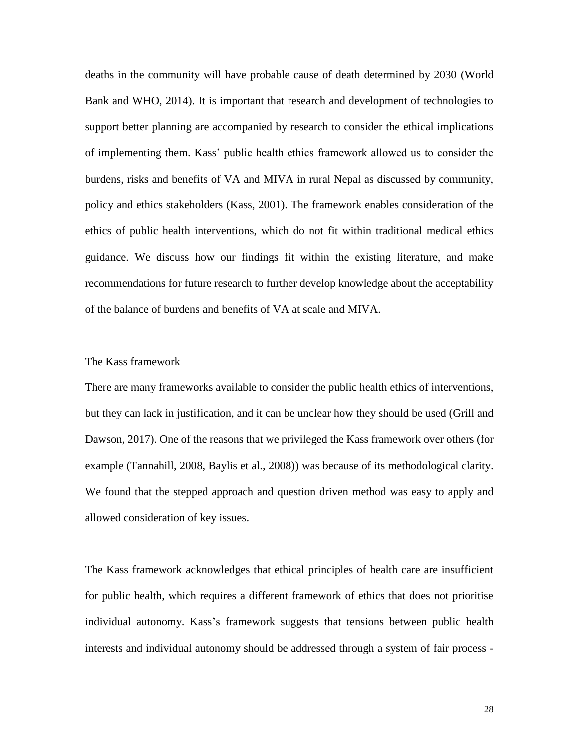deaths in the community will have probable cause of death determined by 2030 (World Bank and WHO, 2014). It is important that research and development of technologies to support better planning are accompanied by research to consider the ethical implications of implementing them. Kass' public health ethics framework allowed us to consider the burdens, risks and benefits of VA and MIVA in rural Nepal as discussed by community, policy and ethics stakeholders (Kass, 2001). The framework enables consideration of the ethics of public health interventions, which do not fit within traditional medical ethics guidance. We discuss how our findings fit within the existing literature, and make recommendations for future research to further develop knowledge about the acceptability of the balance of burdens and benefits of VA at scale and MIVA.

## The Kass framework

There are many frameworks available to consider the public health ethics of interventions, but they can lack in justification, and it can be unclear how they should be used (Grill and Dawson, 2017). One of the reasons that we privileged the Kass framework over others (for example (Tannahill, 2008, Baylis et al., 2008)) was because of its methodological clarity. We found that the stepped approach and question driven method was easy to apply and allowed consideration of key issues.

The Kass framework acknowledges that ethical principles of health care are insufficient for public health, which requires a different framework of ethics that does not prioritise individual autonomy. Kass's framework suggests that tensions between public health interests and individual autonomy should be addressed through a system of fair process -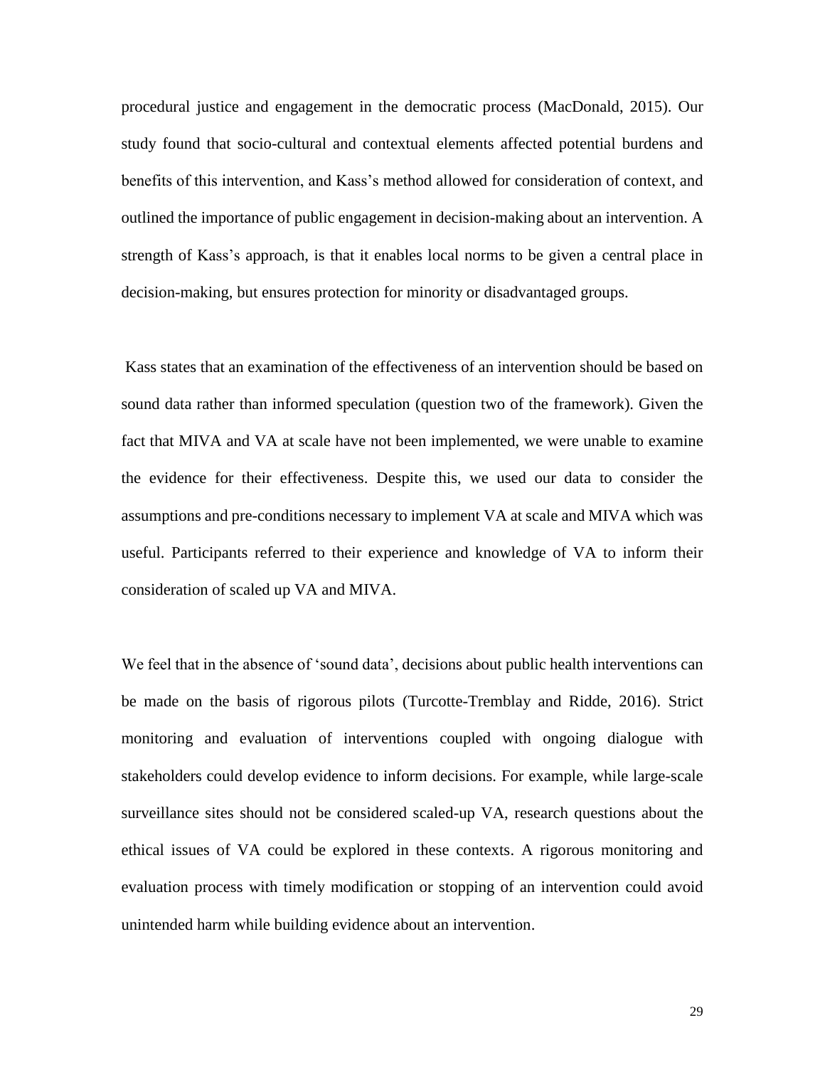procedural justice and engagement in the democratic process (MacDonald, 2015). Our study found that socio-cultural and contextual elements affected potential burdens and benefits of this intervention, and Kass's method allowed for consideration of context, and outlined the importance of public engagement in decision-making about an intervention. A strength of Kass's approach, is that it enables local norms to be given a central place in decision-making, but ensures protection for minority or disadvantaged groups.

Kass states that an examination of the effectiveness of an intervention should be based on sound data rather than informed speculation (question two of the framework). Given the fact that MIVA and VA at scale have not been implemented, we were unable to examine the evidence for their effectiveness. Despite this, we used our data to consider the assumptions and pre-conditions necessary to implement VA at scale and MIVA which was useful. Participants referred to their experience and knowledge of VA to inform their consideration of scaled up VA and MIVA.

We feel that in the absence of 'sound data', decisions about public health interventions can be made on the basis of rigorous pilots (Turcotte-Tremblay and Ridde, 2016). Strict monitoring and evaluation of interventions coupled with ongoing dialogue with stakeholders could develop evidence to inform decisions. For example, while large-scale surveillance sites should not be considered scaled-up VA, research questions about the ethical issues of VA could be explored in these contexts. A rigorous monitoring and evaluation process with timely modification or stopping of an intervention could avoid unintended harm while building evidence about an intervention.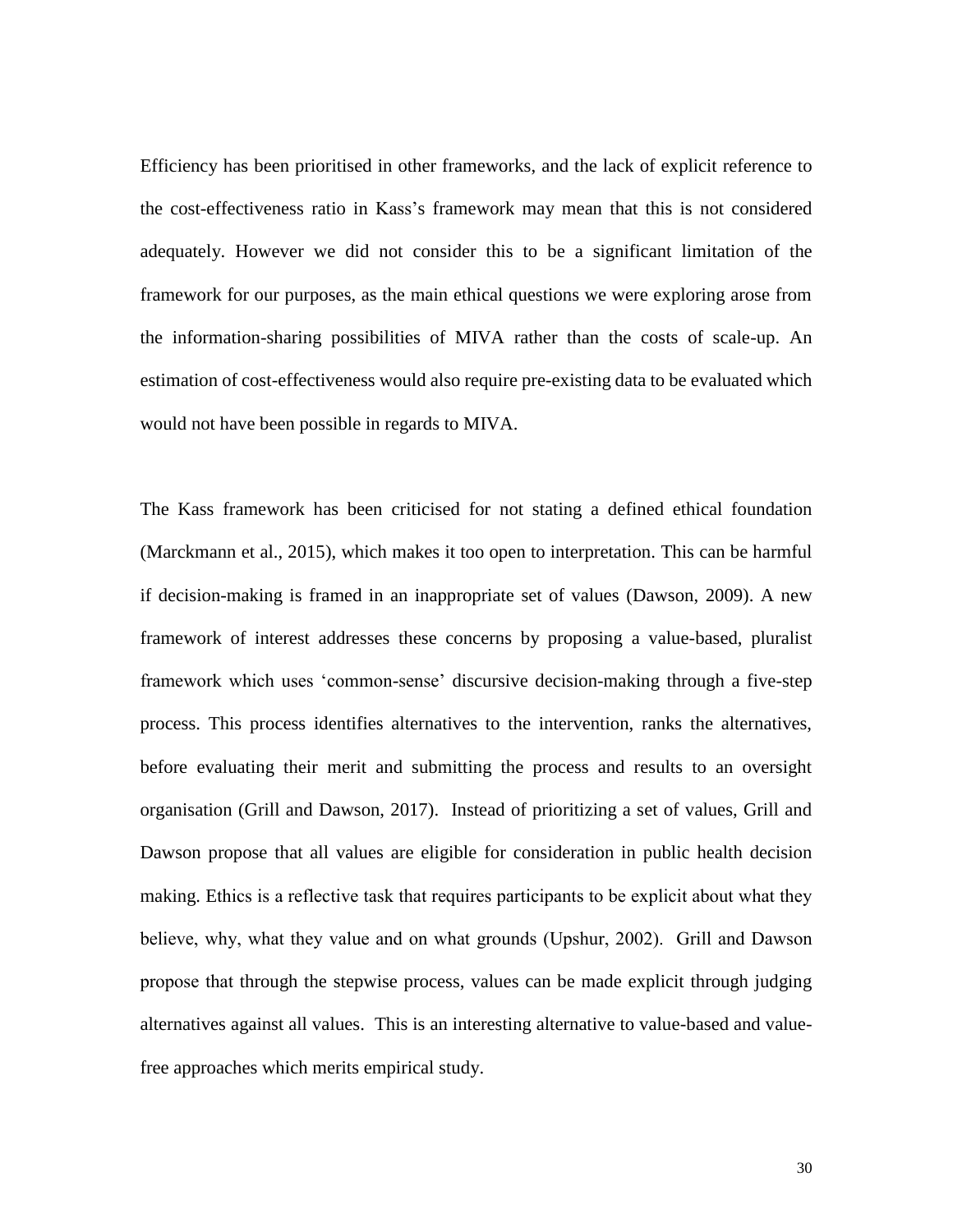Efficiency has been prioritised in other frameworks, and the lack of explicit reference to the cost-effectiveness ratio in Kass's framework may mean that this is not considered adequately. However we did not consider this to be a significant limitation of the framework for our purposes, as the main ethical questions we were exploring arose from the information-sharing possibilities of MIVA rather than the costs of scale-up. An estimation of cost-effectiveness would also require pre-existing data to be evaluated which would not have been possible in regards to MIVA.

The Kass framework has been criticised for not stating a defined ethical foundation (Marckmann et al., 2015), which makes it too open to interpretation. This can be harmful if decision-making is framed in an inappropriate set of values (Dawson, 2009). A new framework of interest addresses these concerns by proposing a value-based, pluralist framework which uses 'common-sense' discursive decision-making through a five-step process. This process identifies alternatives to the intervention, ranks the alternatives, before evaluating their merit and submitting the process and results to an oversight organisation (Grill and Dawson, 2017). Instead of prioritizing a set of values, Grill and Dawson propose that all values are eligible for consideration in public health decision making. Ethics is a reflective task that requires participants to be explicit about what they believe, why, what they value and on what grounds (Upshur, 2002). Grill and Dawson propose that through the stepwise process, values can be made explicit through judging alternatives against all values. This is an interesting alternative to value-based and value-free approaches which merits empirical study.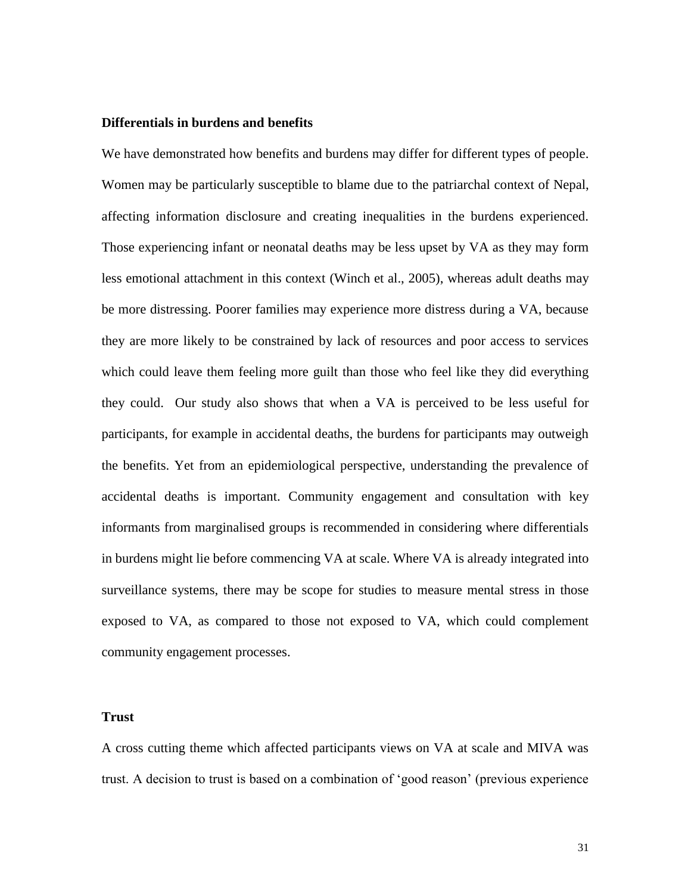**Differentials in burdens and benefits**

We have demonstrated how benefits and burdens may differ for different types of people. Women may be particularly susceptible to blame due to the patriarchal context of Nepal, affecting information disclosure and creating inequalities in the burdens experienced. Those experiencing infant or neonatal deaths may be less upset by VA as they may form less emotional attachment in this context (Winch et al., 2005), whereas adult deaths may be more distressing. Poorer families may experience more distress during a VA, because they are more likely to be constrained by lack of resources and poor access to services which could leave them feeling more guilt than those who feel like they did everything they could. Our study also shows that when a VA is perceived to be less useful for participants, for example in accidental deaths, the burdens for participants may outweigh the benefits. Yet from an epidemiological perspective, understanding the prevalence of accidental deaths is important. Community engagement and consultation with key informants from marginalised groups is recommended in considering where differentials in burdens might lie before commencing VA at scale. Where VA is already integrated into surveillance systems, there may be scope for studies to measure mental stress in those exposed to VA, as compared to those not exposed to VA, which could complement community engagement processes.

**Trust**

A cross cutting theme which affected participants views on VA at scale and MIVA was trust. A decision to trust is based on a combination of 'good reason' (previous experience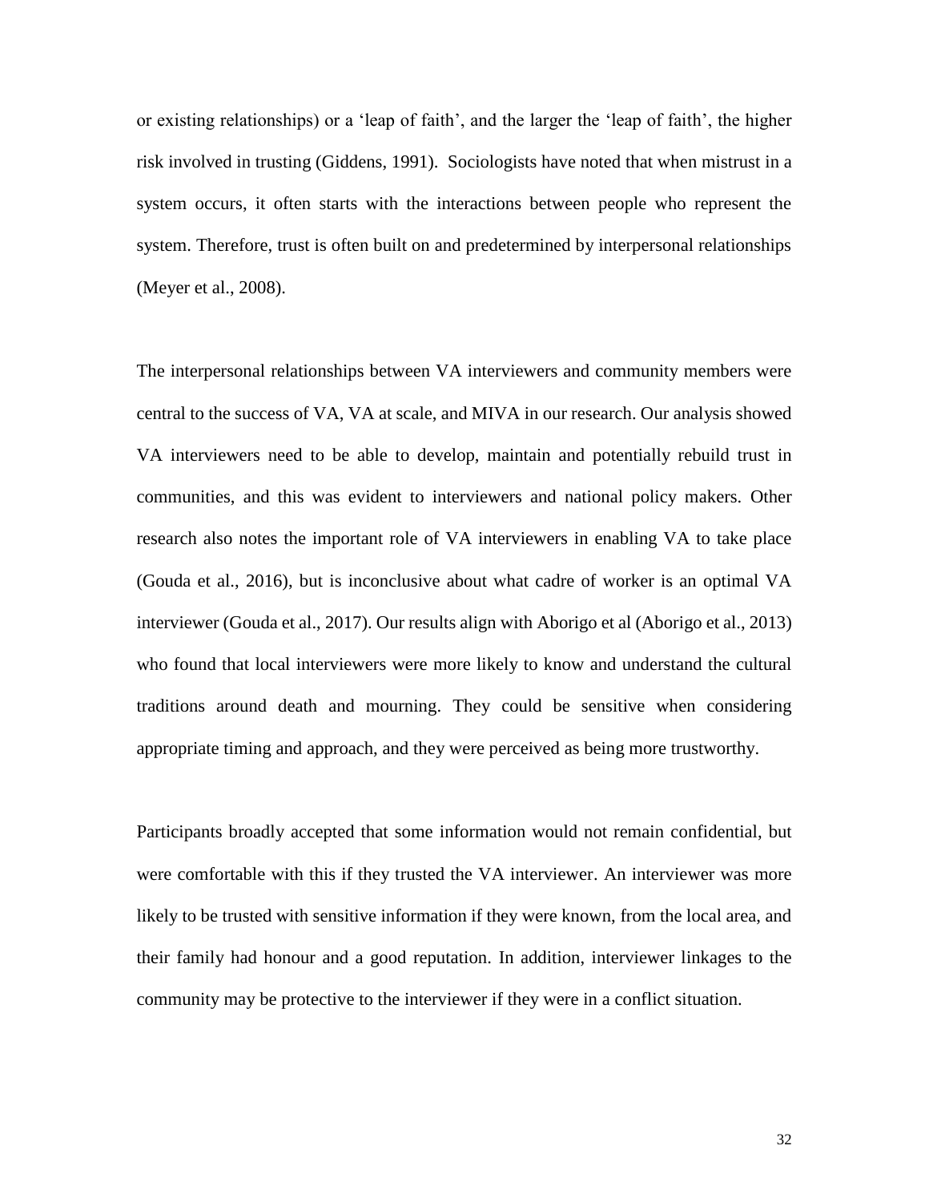or existing relationships) or a 'leap of faith', and the larger the 'leap of faith', the higher risk involved in trusting (Giddens, 1991). Sociologists have noted that when mistrust in a system occurs, it often starts with the interactions between people who represent the system. Therefore, trust is often built on and predetermined by interpersonal relationships (Meyer et al., 2008).

The interpersonal relationships between VA interviewers and community members were central to the success of VA, VA at scale, and MIVA in our research. Our analysis showed VA interviewers need to be able to develop, maintain and potentially rebuild trust in communities, and this was evident to interviewers and national policy makers. Other research also notes the important role of VA interviewers in enabling VA to take place (Gouda et al., 2016), but is inconclusive about what cadre of worker is an optimal VA interviewer (Gouda et al., 2017). Our results align with Aborigo et al (Aborigo et al., 2013) who found that local interviewers were more likely to know and understand the cultural traditions around death and mourning. They could be sensitive when considering appropriate timing and approach, and they were perceived as being more trustworthy.

Participants broadly accepted that some information would not remain confidential, but were comfortable with this if they trusted the VA interviewer. An interviewer was more likely to be trusted with sensitive information if they were known, from the local area, and their family had honour and a good reputation. In addition, interviewer linkages to the community may be protective to the interviewer if they were in a conflict situation.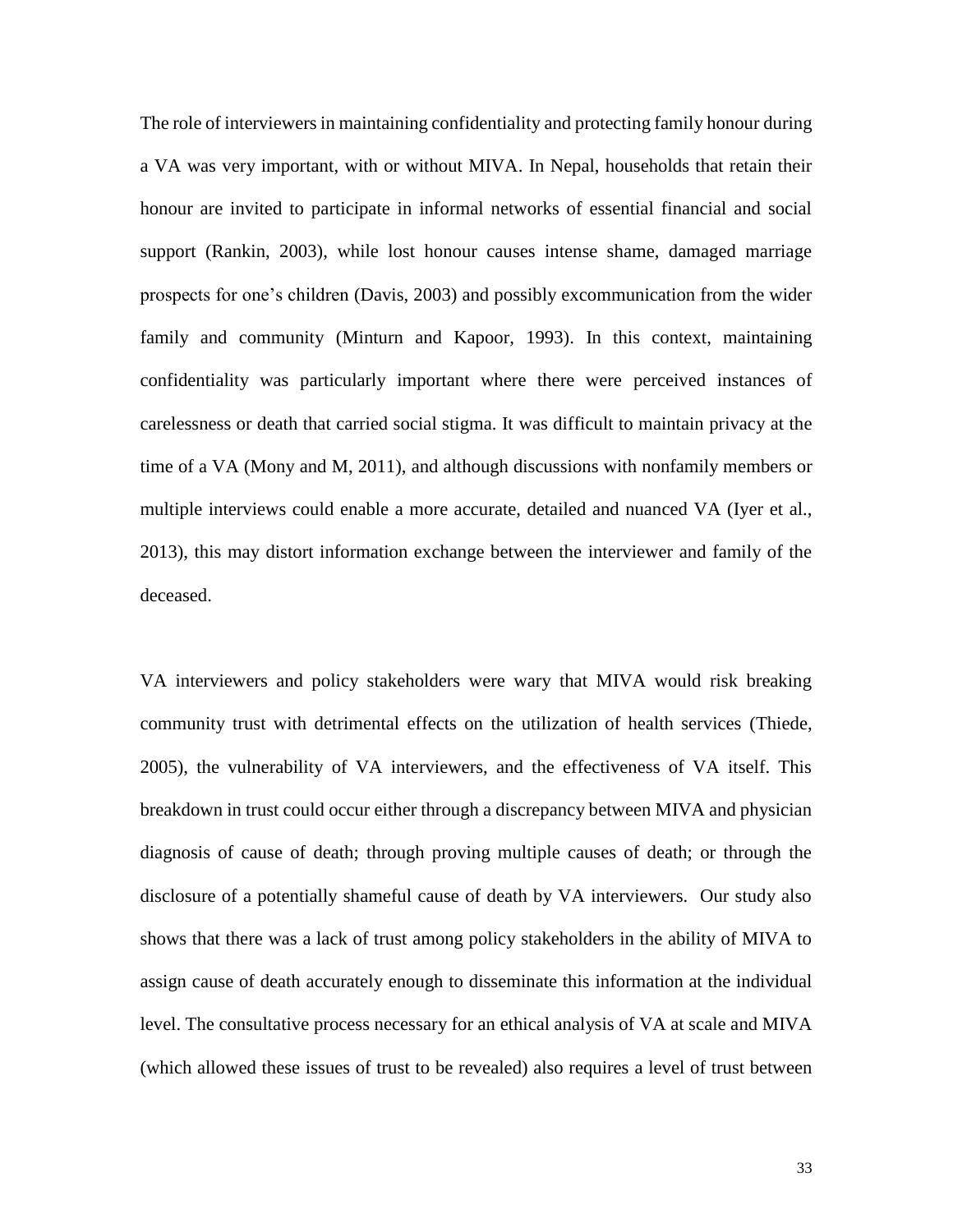The role of interviewers in maintaining confidentiality and protecting family honour during a VA was very important, with or without MIVA. In Nepal, households that retain their honour are invited to participate in informal networks of essential financial and social support (Rankin, 2003), while lost honour causes intense shame, damaged marriage prospects for one's children (Davis, 2003) and possibly excommunication from the wider family and community (Minturn and Kapoor, 1993). In this context, maintaining confidentiality was particularly important where there were perceived instances of carelessness or death that carried social stigma. It was difficult to maintain privacy at the time of a VA (Mony and M, 2011), and although discussions with nonfamily members or multiple interviews could enable a more accurate, detailed and nuanced VA (Iyer et al., 2013), this may distort information exchange between the interviewer and family of the deceased.

VA interviewers and policy stakeholders were wary that MIVA would risk breaking community trust with detrimental effects on the utilization of health services (Thiede, 2005), the vulnerability of VA interviewers, and the effectiveness of VA itself. This breakdown in trust could occur either through a discrepancy between MIVA and physician diagnosis of cause of death; through proving multiple causes of death; or through the disclosure of a potentially shameful cause of death by VA interviewers. Our study also shows that there was a lack of trust among policy stakeholders in the ability of MIVA to assign cause of death accurately enough to disseminate this information at the individual level. The consultative process necessary for an ethical analysis of VA at scale and MIVA (which allowed these issues of trust to be revealed) also requires a level of trust between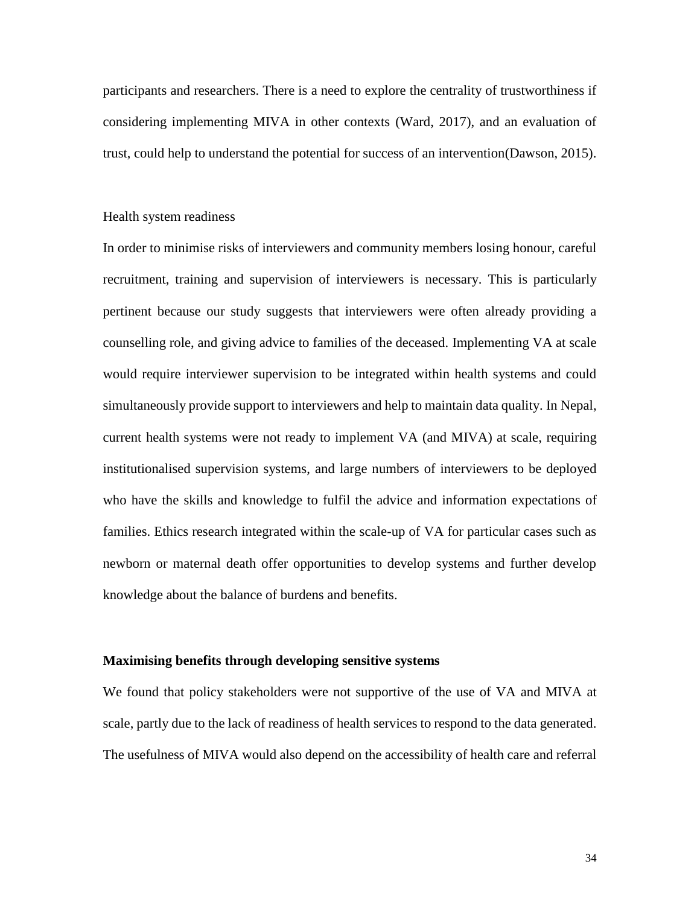participants and researchers. There is a need to explore the centrality of trustworthiness if considering implementing MIVA in other contexts (Ward, 2017), and an evaluation of trust, could help to understand the potential for success of an intervention(Dawson, 2015).

Health system readiness

In order to minimise risks of interviewers and community members losing honour, careful recruitment, training and supervision of interviewers is necessary. This is particularly pertinent because our study suggests that interviewers were often already providing a counselling role, and giving advice to families of the deceased. Implementing VA at scale would require interviewer supervision to be integrated within health systems and could simultaneously provide support to interviewers and help to maintain data quality. In Nepal, current health systems were not ready to implement VA (and MIVA) at scale, requiring institutionalised supervision systems, and large numbers of interviewers to be deployed who have the skills and knowledge to fulfil the advice and information expectations of families. Ethics research integrated within the scale-up of VA for particular cases such as newborn or maternal death offer opportunities to develop systems and further develop knowledge about the balance of burdens and benefits.

**Maximising benefits through developing sensitive systems**

We found that policy stakeholders were not supportive of the use of VA and MIVA at scale, partly due to the lack of readiness of health services to respond to the data generated. The usefulness of MIVA would also depend on the accessibility of health care and referral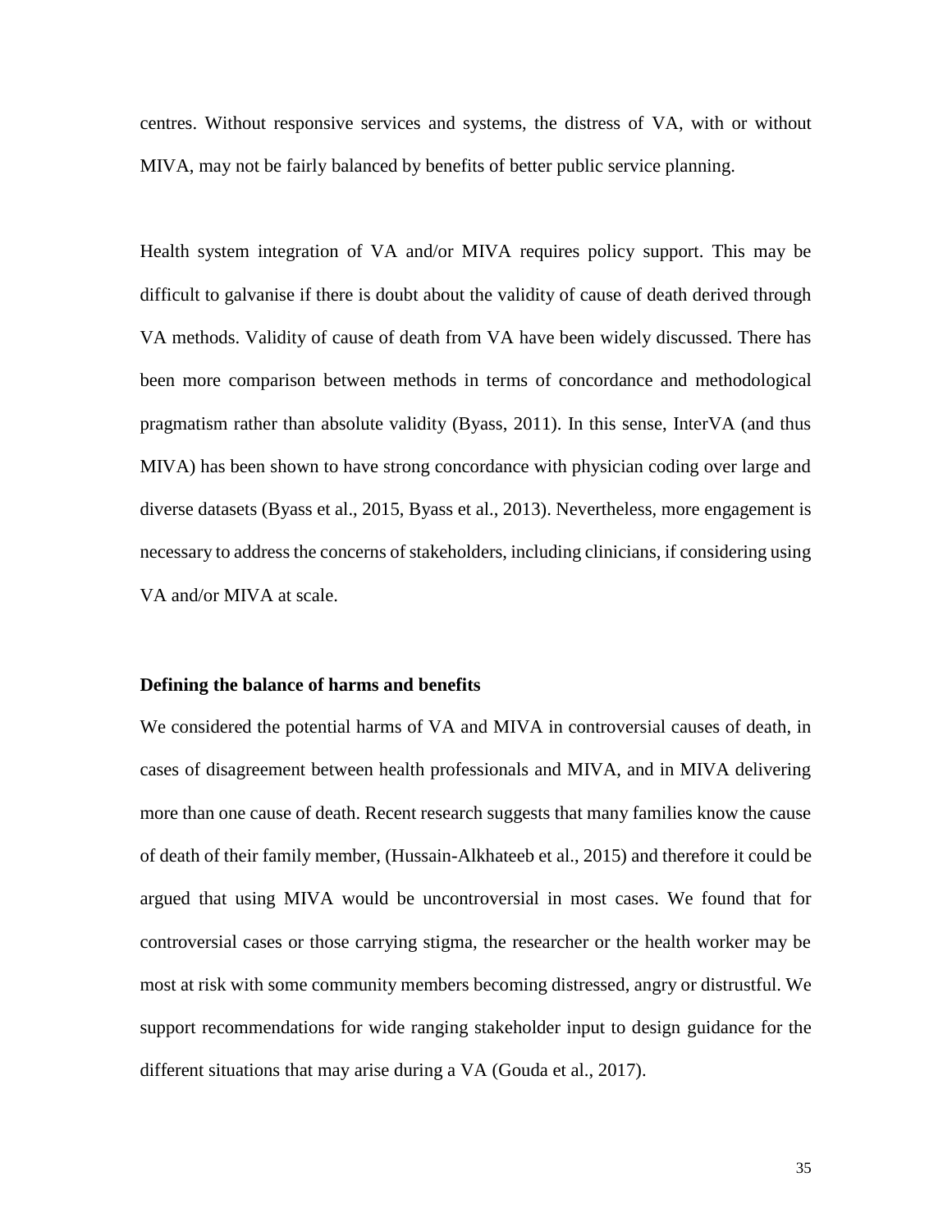centres. Without responsive services and systems, the distress of VA, with or without MIVA, may not be fairly balanced by benefits of better public service planning.

Health system integration of VA and/or MIVA requires policy support. This may be difficult to galvanise if there is doubt about the validity of cause of death derived through VA methods. Validity of cause of death from VA have been widely discussed. There has been more comparison between methods in terms of concordance and methodological pragmatism rather than absolute validity (Byass, 2011). In this sense, InterVA (and thus MIVA) has been shown to have strong concordance with physician coding over large and diverse datasets (Byass et al., 2015, Byass et al., 2013). Nevertheless, more engagement is necessary to address the concerns of stakeholders, including clinicians, if considering using VA and/or MIVA at scale.

**Defining the balance of harms and benefits**

We considered the potential harms of VA and MIVA in controversial causes of death, in cases of disagreement between health professionals and MIVA, and in MIVA delivering more than one cause of death. Recent research suggests that many families know the cause of death of their family member, (Hussain-Alkhateeb et al., 2015) and therefore it could be argued that using MIVA would be uncontroversial in most cases. We found that for controversial cases or those carrying stigma, the researcher or the health worker may be most at risk with some community members becoming distressed, angry or distrustful. We support recommendations for wide ranging stakeholder input to design guidance for the different situations that may arise during a VA (Gouda et al., 2017).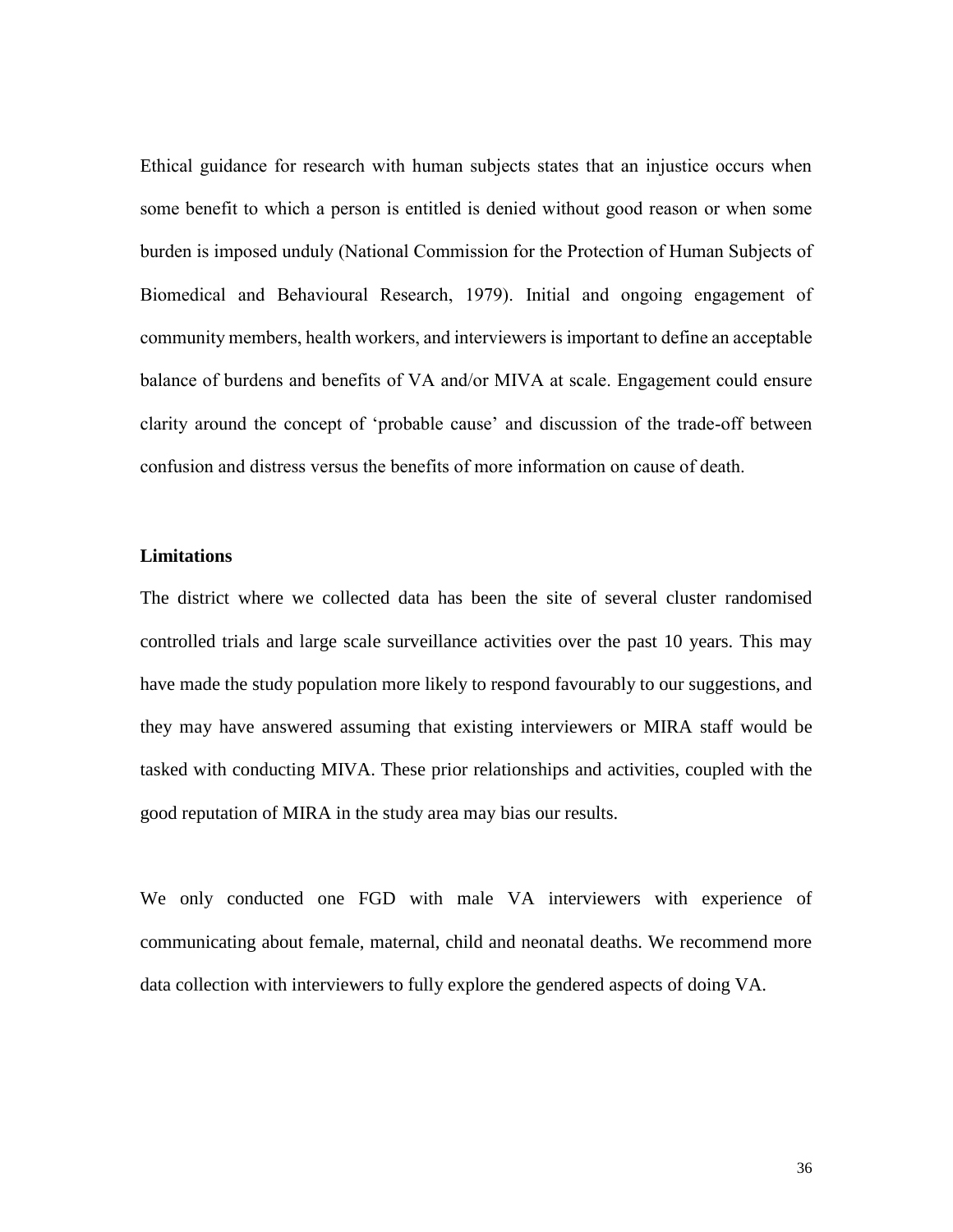Ethical guidance for research with human subjects states that an injustice occurs when some benefit to which a person is entitled is denied without good reason or when some burden is imposed unduly (National Commission for the Protection of Human Subjects of Biomedical and Behavioural Research, 1979). Initial and ongoing engagement of community members, health workers, and interviewers is important to define an acceptable balance of burdens and benefits of VA and/or MIVA at scale. Engagement could ensure clarity around the concept of 'probable cause' and discussion of the trade-off between confusion and distress versus the benefits of more information on cause of death.

**Limitations**

The district where we collected data has been the site of several cluster randomised controlled trials and large scale surveillance activities over the past 10 years. This may have made the study population more likely to respond favourably to our suggestions, and they may have answered assuming that existing interviewers or MIRA staff would be tasked with conducting MIVA. These prior relationships and activities, coupled with the good reputation of MIRA in the study area may bias our results.

We only conducted one FGD with male VA interviewers with experience of communicating about female, maternal, child and neonatal deaths. We recommend more data collection with interviewers to fully explore the gendered aspects of doing VA.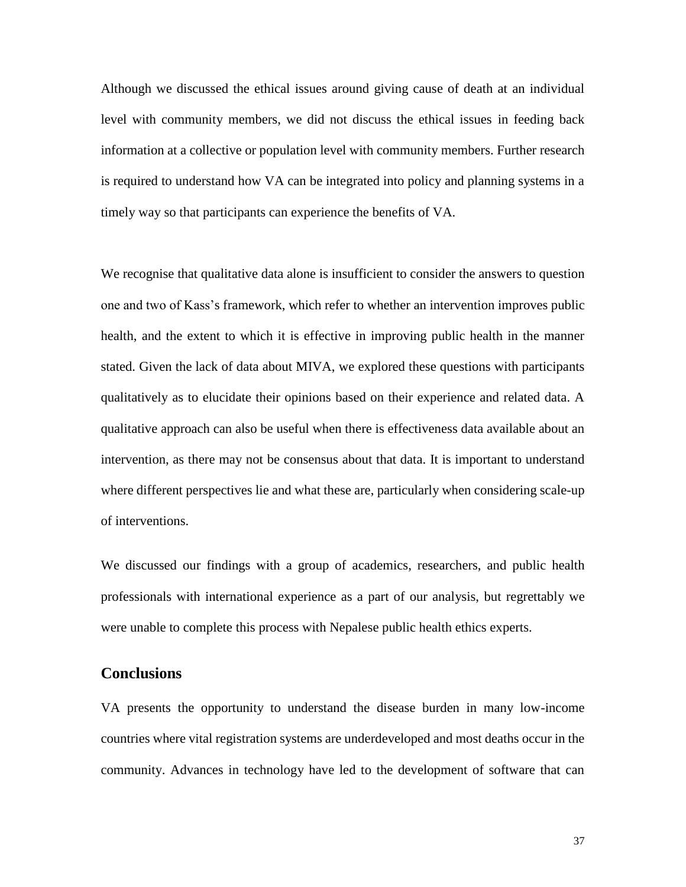Although we discussed the ethical issues around giving cause of death at an individual level with community members, we did not discuss the ethical issues in feeding back information at a collective or population level with community members. Further research is required to understand how VA can be integrated into policy and planning systems in a timely way so that participants can experience the benefits of VA.

We recognise that qualitative data alone is insufficient to consider the answers to question one and two of Kass's framework, which refer to whether an intervention improves public health, and the extent to which it is effective in improving public health in the manner stated. Given the lack of data about MIVA, we explored these questions with participants qualitatively as to elucidate their opinions based on their experience and related data. A qualitative approach can also be useful when there is effectiveness data available about an intervention, as there may not be consensus about that data. It is important to understand where different perspectives lie and what these are, particularly when considering scale-up of interventions.

We discussed our findings with a group of academics, researchers, and public health professionals with international experience as a part of our analysis, but regrettably we were unable to complete this process with Nepalese public health ethics experts.

## Conclusions

VA presents the opportunity to understand the disease burden in many low-income countries where vital registration systems are underdeveloped and most deaths occur in the community. Advances in technology have led to the development of software that can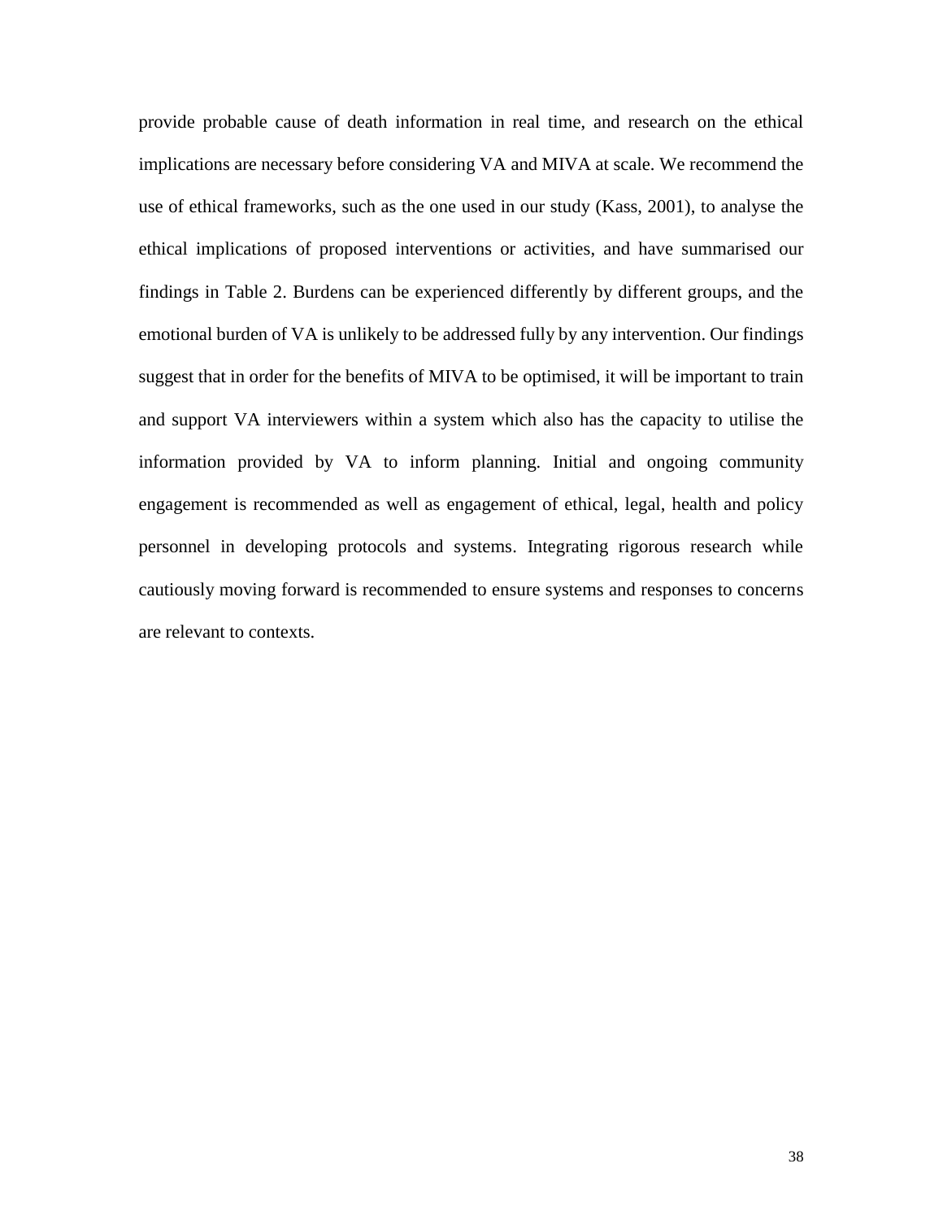provide probable cause of death information in real time, and research on the ethical implications are necessary before considering VA and MIVA at scale. We recommend the use of ethical frameworks, such as the one used in our study (Kass, 2001), to analyse the ethical implications of proposed interventions or activities, and have summarised our findings in Table 2. Burdens can be experienced differently by different groups, and the emotional burden of VA is unlikely to be addressed fully by any intervention. Our findings suggest that in order for the benefits of MIVA to be optimised, it will be important to train and support VA interviewers within a system which also has the capacity to utilise the information provided by VA to inform planning. Initial and ongoing community engagement is recommended as well as engagement of ethical, legal, health and policy personnel in developing protocols and systems. Integrating rigorous research while cautiously moving forward is recommended to ensure systems and responses to concerns are relevant to contexts.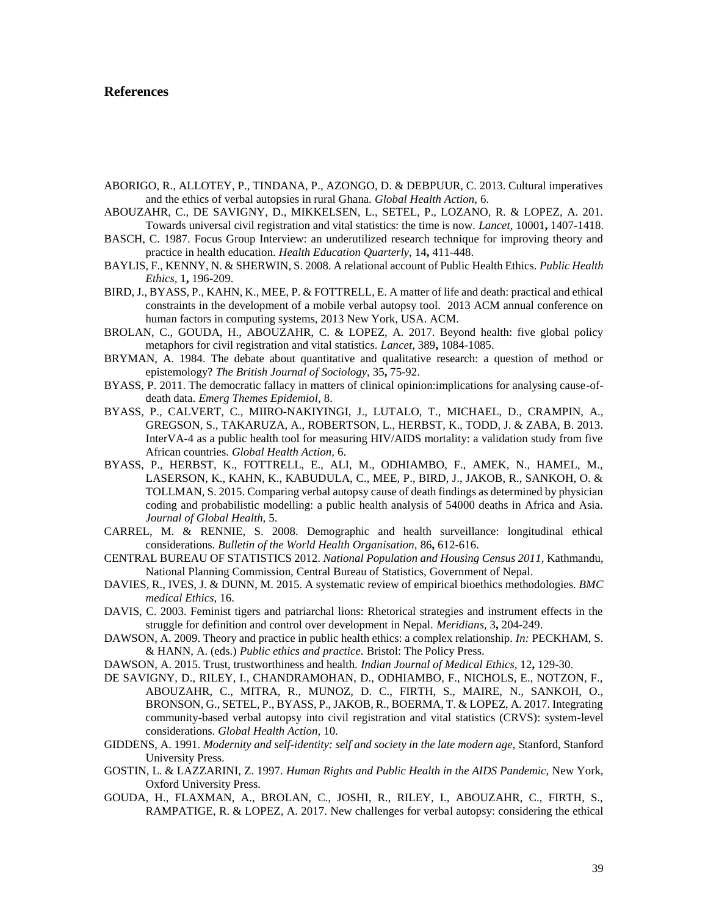## References

ABORIGO, R., ALLOTEY, P., TINDANA, P., AZONGO, D. & DEBPUUR, C. 2013. Cultural imperatives and the ethics of verbal autopsies in rural Ghana. *Global Health Action,* 6.

ABOUZAHR, C., DE SAVIGNY, D., MIKKELSEN, L., SETEL, P., LOZANO, R. & LOPEZ, A. 201. Towards universal civil registration and vital statistics: the time is now. *Lancet,* 10001**,** 1407-1418.

BASCH, C. 1987. Focus Group Interview: an underutilized research technique for improving theory and practice in health education. *Health Education Quarterly,* 14**,** 411-448.

BAYLIS, F., KENNY, N. & SHERWIN, S. 2008. A relational account of Public Health Ethics. *Public Health Ethics,* 1**,** 196-209.

BIRD, J., BYASS, P., KAHN, K., MEE, P. & FOTTRELL, E. A matter of life and death: practical and ethical constraints in the development of a mobile verbal autopsy tool. 2013 ACM annual conference on human factors in computing systems, 2013 New York, USA. ACM.

BROLAN, C., GOUDA, H., ABOUZAHR, C. & LOPEZ, A. 2017. Beyond health: five global policy metaphors for civil registration and vital statistics. *Lancet,* 389**,** 1084-1085.

BRYMAN, A. 1984. The debate about quantitative and qualitative research: a question of method or epistemology? *The British Journal of Sociology,* 35**,** 75-92.

BYASS, P. 2011. The democratic fallacy in matters of clinical opinion:implications for analysing cause-of-death data. *Emerg Themes Epidemiol,* 8.

BYASS, P., CALVERT, C., MIIRO-NAKIYINGI, J., LUTALO, T., MICHAEL, D., CRAMPIN, A., GREGSON, S., TAKARUZA, A., ROBERTSON, L., HERBST, K., TODD, J. & ZABA, B. 2013. InterVA-4 as a public health tool for measuring HIV/AIDS mortality: a validation study from five African countries. *Global Health Action,* 6.

BYASS, P., HERBST, K., FOTTRELL, E., ALI, M., ODHIAMBO, F., AMEK, N., HAMEL, M., LASERSON, K., KAHN, K., KABUDULA, C., MEE, P., BIRD, J., JAKOB, R., SANKOH, O. & TOLLMAN, S. 2015. Comparing verbal autopsy cause of death findings as determined by physician coding and probabilistic modelling: a public health analysis of 54000 deaths in Africa and Asia. *Journal of Global Health,* 5.

CARREL, M. & RENNIE, S. 2008. Demographic and health surveillance: longitudinal ethical considerations. *Bulletin of the World Health Organisation,* 86**,** 612-616.

CENTRAL BUREAU OF STATISTICS 2012. *National Population and Housing Census 2011,* Kathmandu, National Planning Commission, Central Bureau of Statistics, Government of Nepal.

DAVIES, R., IVES, J. & DUNN, M. 2015. A systematic review of empirical bioethics methodologies. *BMC medical Ethics,* 16.

DAVIS, C. 2003. Feminist tigers and patriarchal lions: Rhetorical strategies and instrument effects in the struggle for definition and control over development in Nepal. *Meridians,* 3**,** 204-249.

DAWSON, A. 2009. Theory and practice in public health ethics: a complex relationship. *In:* PECKHAM, S. & HANN, A. (eds.) *Public ethics and practice.* Bristol: The Policy Press.

DAWSON, A. 2015. Trust, trustworthiness and health. *Indian Journal of Medical Ethics,* 12**,** 129-30.

DE SAVIGNY, D., RILEY, I., CHANDRAMOHAN, D., ODHIAMBO, F., NICHOLS, E., NOTZON, F., ABOUZAHR, C., MITRA, R., MUNOZ, D. C., FIRTH, S., MAIRE, N., SANKOH, O., BRONSON, G., SETEL, P., BYASS, P., JAKOB, R., BOERMA, T. & LOPEZ, A. 2017. Integrating community-based verbal autopsy into civil registration and vital statistics (CRVS): system-level considerations. *Global Health Action,* 10.

GIDDENS, A. 1991. *Modernity and self-identity: self and society in the late modern age,* Stanford, Stanford University Press.

GOSTIN, L. & LAZZARINI, Z. 1997. *Human Rights and Public Health in the AIDS Pandemic,* New York, Oxford University Press.

GOUDA, H., FLAXMAN, A., BROLAN, C., JOSHI, R., RILEY, I., ABOUZAHR, C., FIRTH, S., RAMPATIGE, R. & LOPEZ, A. 2017. New challenges for verbal autopsy: considering the ethical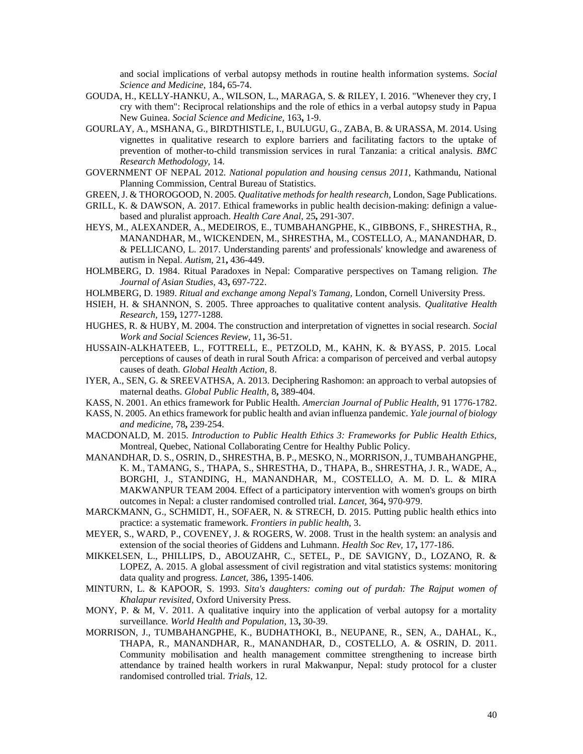and social implications of verbal autopsy methods in routine health information systems. *Social Science and Medicine,* 184**,** 65-74.

GOUDA, H., KELLY-HANKU, A., WILSON, L., MARAGA, S. & RILEY, I. 2016. "Whenever they cry, I cry with them": Reciprocal relationships and the role of ethics in a verbal autopsy study in Papua New Guinea. *Social Science and Medicine,* 163**,** 1-9.

GOURLAY, A., MSHANA, G., BIRDTHISTLE, I., BULUGU, G., ZABA, B. & URASSA, M. 2014. Using vignettes in qualitative research to explore barriers and facilitating factors to the uptake of prevention of mother-to-child transmission services in rural Tanzania: a critical analysis. *BMC Research Methodology,* 14.

GOVERNMENT OF NEPAL 2012. *National population and housing census 2011,* Kathmandu, National Planning Commission, Central Bureau of Statistics.

GREEN, J. & THOROGOOD, N. 2005. *Qualitative methods for health research,* London, Sage Publications.

GRILL, K. & DAWSON, A. 2017. Ethical frameworks in public health decision-making: definign a value-based and pluralist approach. *Health Care Anal,* 25**,** 291-307.

HEYS, M., ALEXANDER, A., MEDEIROS, E., TUMBAHANGPHE, K., GIBBONS, F., SHRESTHA, R., MANANDHAR, M., WICKENDEN, M., SHRESTHA, M., COSTELLO, A., MANANDHAR, D. & PELLICANO, L. 2017. Understanding parents' and professionals' knowledge and awareness of autism in Nepal. *Autism,* 21**,** 436-449.

HOLMBERG, D. 1984. Ritual Paradoxes in Nepal: Comparative perspectives on Tamang religion. *The Journal of Asian Studies,* 43**,** 697-722.

HOLMBERG, D. 1989. *Ritual and exchange among Nepal's Tamang,* London, Cornell University Press.

HSIEH, H. & SHANNON, S. 2005. Three approaches to qualitative content analysis. *Qualitative Health Research,* 159**,** 1277-1288.

HUGHES, R. & HUBY, M. 2004. The construction and interpretation of vignettes in social research. *Social Work and Social Sciences Review,* 11**,** 36-51.

HUSSAIN-ALKHATEEB, L., FOTTRELL, E., PETZOLD, M., KAHN, K. & BYASS, P. 2015. Local perceptions of causes of death in rural South Africa: a comparison of perceived and verbal autopsy causes of death. *Global Health Action,* 8.

IYER, A., SEN, G. & SREEVATHSA, A. 2013. Deciphering Rashomon: an approach to verbal autopsies of maternal deaths. *Global Public Health,* 8**,** 389-404.

KASS, N. 2001. An ethics framework for Public Health. *Amercian Journal of Public Health,* 91 1776-1782.

KASS, N. 2005. An ethics framework for public health and avian influenza pandemic. *Yale journal of biology and medicine,* 78**,** 239-254.

MACDONALD, M. 2015. *Introduction to Public Health Ethics 3: Frameworks for Public Health Ethics,* Montreal, Quebec, National Collaborating Centre for Healthy Public Policy.

MANANDHAR, D. S., OSRIN, D., SHRESTHA, B. P., MESKO, N., MORRISON, J., TUMBAHANGPHE, K. M., TAMANG, S., THAPA, S., SHRESTHA, D., THAPA, B., SHRESTHA, J. R., WADE, A., BORGHI, J., STANDING, H., MANANDHAR, M., COSTELLO, A. M. D. L. & MIRA MAKWANPUR TEAM 2004. Effect of a participatory intervention with women's groups on birth outcomes in Nepal: a cluster randomised controlled trial. *Lancet,* 364**,** 970-979.

MARCKMANN, G., SCHMIDT, H., SOFAER, N. & STRECH, D. 2015. Putting public health ethics into practice: a systematic framework. *Frontiers in public health,* 3.

MEYER, S., WARD, P., COVENEY, J. & ROGERS, W. 2008. Trust in the health system: an analysis and extension of the social theories of Giddens and Luhmann. *Health Soc Rev,* 17**,** 177-186.

MIKKELSEN, L., PHILLIPS, D., ABOUZAHR, C., SETEL, P., DE SAVIGNY, D., LOZANO, R. & LOPEZ, A. 2015. A global assessment of civil registration and vital statistics systems: monitoring data quality and progress. *Lancet,* 386**,** 1395-1406.

MINTURN, L. & KAPOOR, S. 1993. *Sita's daughters: coming out of purdah: The Rajput women of Khalapur revisited,* Oxford University Press.

MONY, P. & M, V. 2011. A qualitative inquiry into the application of verbal autopsy for a mortality surveillance. *World Health and Population,* 13**,** 30-39.

MORRISON, J., TUMBAHANGPHE, K., BUDHATHOKI, B., NEUPANE, R., SEN, A., DAHAL, K., THAPA, R., MANANDHAR, R., MANANDHAR, D., COSTELLO, A. & OSRIN, D. 2011. Community mobilisation and health management committee strengthening to increase birth attendance by trained health workers in rural Makwanpur, Nepal: study protocol for a cluster randomised controlled trial. *Trials,* 12.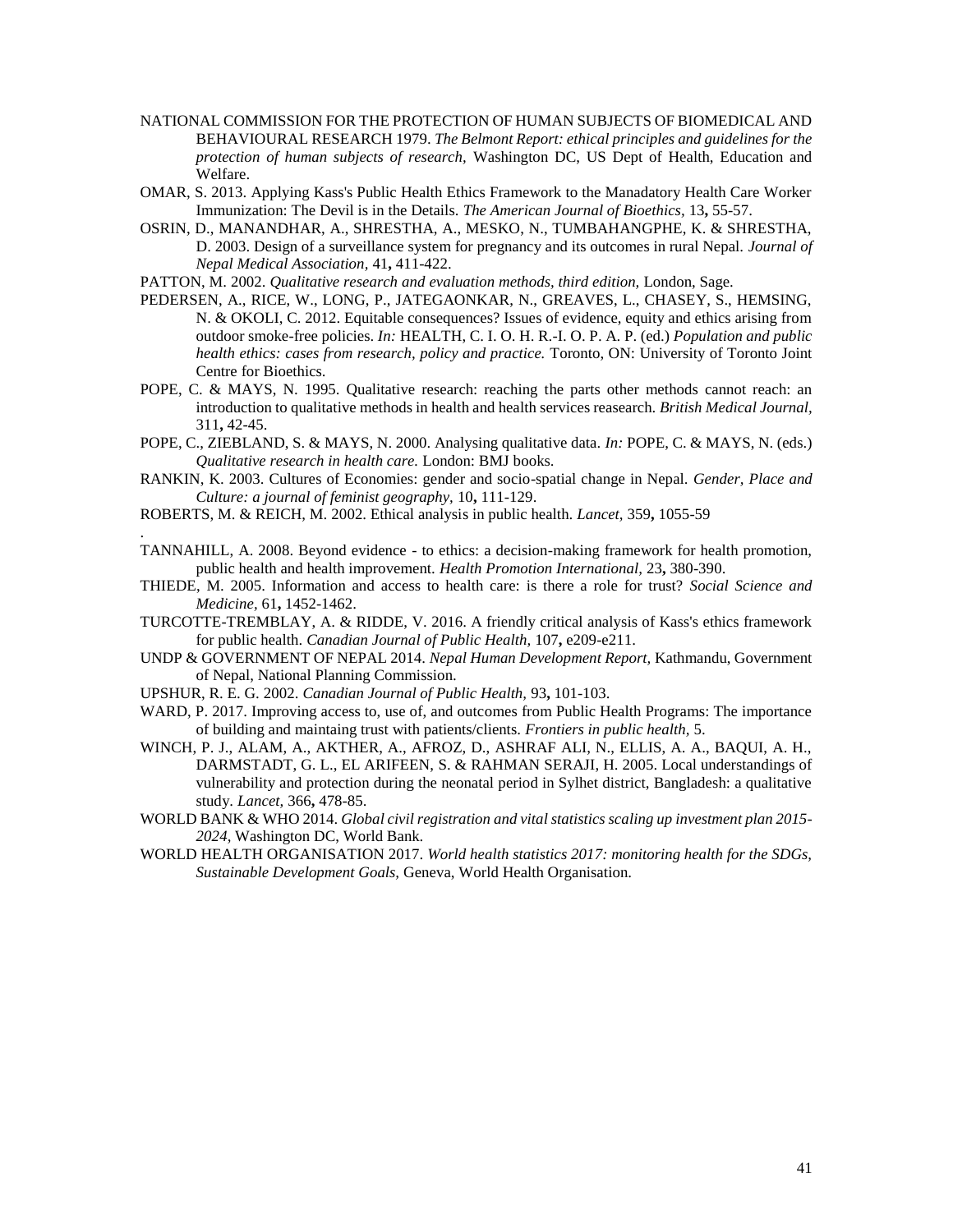NATIONAL COMMISSION FOR THE PROTECTION OF HUMAN SUBJECTS OF BIOMEDICAL AND BEHAVIOURAL RESEARCH 1979. *The Belmont Report: ethical principles and guidelines for the protection of human subjects of research,* Washington DC, US Dept of Health, Education and Welfare.

OMAR, S. 2013. Applying Kass's Public Health Ethics Framework to the Manadatory Health Care Worker Immunization: The Devil is in the Details. *The American Journal of Bioethics,* 13**,** 55-57.

OSRIN, D., MANANDHAR, A., SHRESTHA, A., MESKO, N., TUMBAHANGPHE, K. & SHRESTHA, D. 2003. Design of a surveillance system for pregnancy and its outcomes in rural Nepal. *Journal of Nepal Medical Association,* 41**,** 411-422.

PATTON, M. 2002. *Qualitative research and evaluation methods, third edition,* London, Sage.

PEDERSEN, A., RICE, W., LONG, P., JATEGAONKAR, N., GREAVES, L., CHASEY, S., HEMSING, N. & OKOLI, C. 2012. Equitable consequences? Issues of evidence, equity and ethics arising from outdoor smoke-free policies. *In:* HEALTH, C. I. O. H. R.-I. O. P. A. P. (ed.) *Population and public health ethics: cases from research, policy and practice.* Toronto, ON: University of Toronto Joint Centre for Bioethics.

POPE, C. & MAYS, N. 1995. Qualitative research: reaching the parts other methods cannot reach: an introduction to qualitative methods in health and health services reasearch. *British Medical Journal,* 311**,** 42-45.

POPE, C., ZIEBLAND, S. & MAYS, N. 2000. Analysing qualitative data. *In:* POPE, C. & MAYS, N. (eds.) *Qualitative research in health care.* London: BMJ books.

RANKIN, K. 2003. Cultures of Economies: gender and socio-spatial change in Nepal. *Gender, Place and Culture: a journal of feminist geography,* 10**,** 111-129.

ROBERTS, M. & REICH, M. 2002. Ethical analysis in public health. *Lancet,* 359**,** 1055-59

.

TANNAHILL, A. 2008. Beyond evidence - to ethics: a decision-making framework for health promotion, public health and health improvement. *Health Promotion International,* 23**,** 380-390.

THIEDE, M. 2005. Information and access to health care: is there a role for trust? *Social Science and Medicine,* 61**,** 1452-1462.

TURCOTTE-TREMBLAY, A. & RIDDE, V. 2016. A friendly critical analysis of Kass's ethics framework for public health. *Canadian Journal of Public Health,* 107**,** e209-e211.

UNDP & GOVERNMENT OF NEPAL 2014. *Nepal Human Development Report,* Kathmandu, Government of Nepal, National Planning Commission.

UPSHUR, R. E. G. 2002. *Canadian Journal of Public Health,* 93**,** 101-103.

WARD, P. 2017. Improving access to, use of, and outcomes from Public Health Programs: The importance of building and maintaing trust with patients/clients. *Frontiers in public health,* 5.

WINCH, P. J., ALAM, A., AKTHER, A., AFROZ, D., ASHRAF ALI, N., ELLIS, A. A., BAQUI, A. H., DARMSTADT, G. L., EL ARIFEEN, S. & RAHMAN SERAJI, H. 2005. Local understandings of vulnerability and protection during the neonatal period in Sylhet district, Bangladesh: a qualitative study. *Lancet,* 366**,** 478-85.

WORLD BANK & WHO 2014. *Global civil registration and vital statistics scaling up investment plan 2015-2024,* Washington DC, World Bank.

WORLD HEALTH ORGANISATION 2017. *World health statistics 2017: monitoring health for the SDGs, Sustainable Development Goals,* Geneva, World Health Organisation.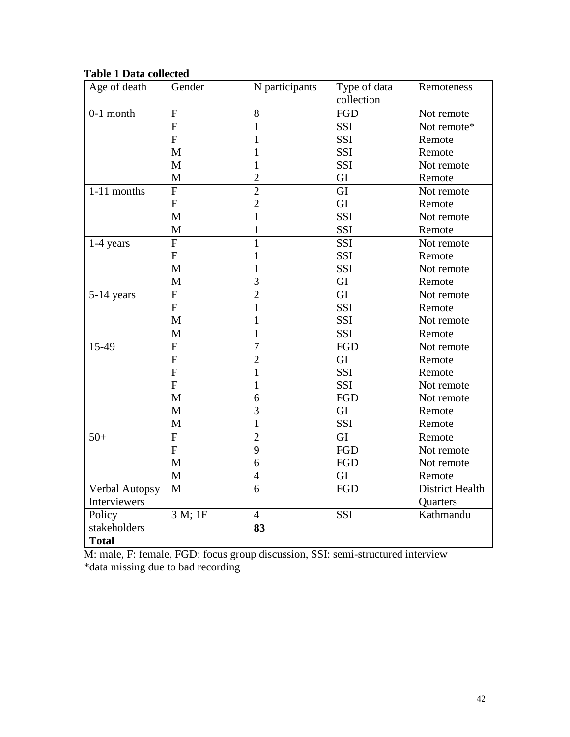**Table 1 Data collected**

| Age of death | Gender | N participants | Type of data collection | Remoteness |
|---|---|---|---|---|
| 0-1 month | F | 8 | FGD | Not remote |
| | F | 1 | SSI | Not remote* |
| | F | 1 | SSI | Remote |
| | M | 1 | SSI | Remote |
| | M | 1 | SSI | Not remote |
| | M | 2 | GI | Remote |
| 1-11 months | F | 2 | GI | Not remote |
| | F | 2 | GI | Remote |
| | M | 1 | SSI | Not remote |
| | M | 1 | SSI | Remote |
| 1-4 years | F | 1 | SSI | Not remote |
| | F | 1 | SSI | Remote |
| | M | 1 | SSI | Not remote |
| | M | 3 | GI | Remote |
| 5-14 years | F | 2 | GI | Not remote |
| | F | 1 | SSI | Remote |
| | M | 1 | SSI | Not remote |
| | M | 1 | SSI | Remote |
| 15-49 | F | 7 | FGD | Not remote |
| | F | 2 | GI | Remote |
| | F | 1 | SSI | Remote |
| | F | 1 | SSI | Not remote |
| | M | 6 | FGD | Not remote |
| | M | 3 | GI | Remote |
| | M | 1 | SSI | Remote |
| 50+ | F | 2 | GI | Remote |
| | F | 9 | FGD | Not remote |
| | M | 6 | FGD | Not remote |
| | M | 4 | GI | Remote |
| Verbal Autopsy Interviewers | M | 6 | FGD | District Health Quarters |
| Policy stakeholders | 3 M; 1F | 4 | SSI | Kathmandu |
| **Total** | | **83** | | |

M: male, F: female, FGD: focus group discussion, SSI: semi-structured interview
*data missing due to bad recording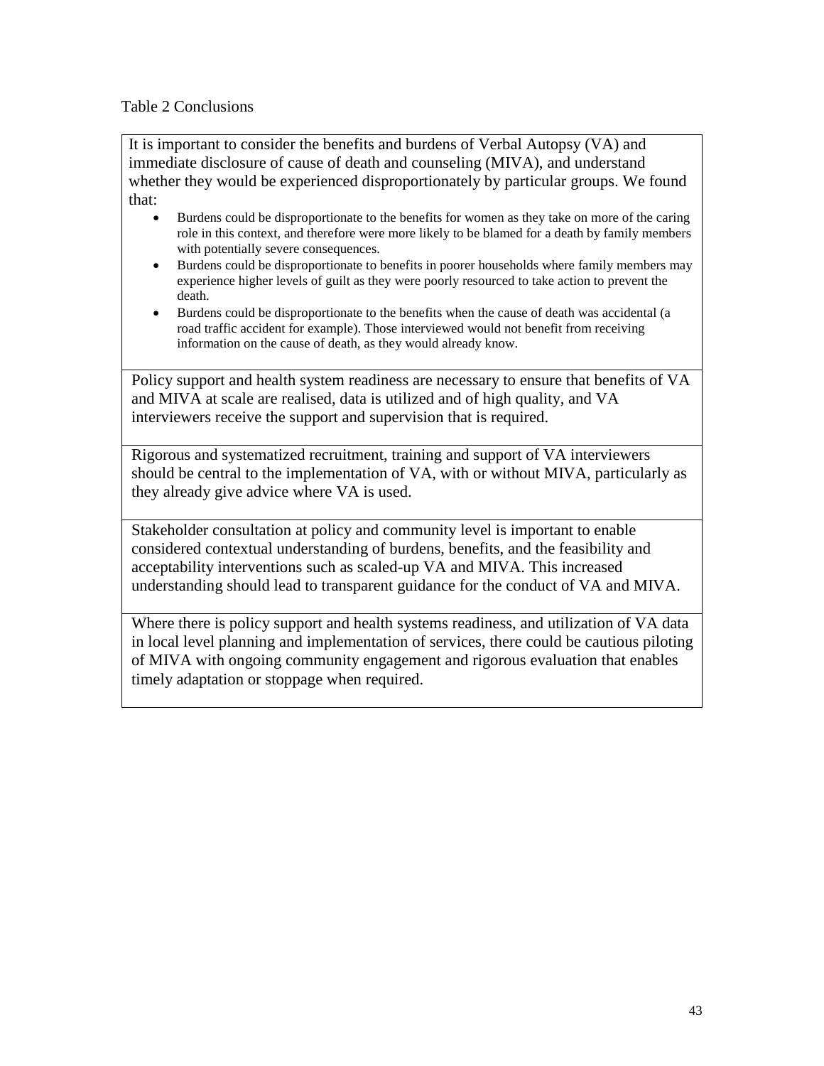Table 2 Conclusions

| |
|---|
| It is important to consider the benefits and burdens of Verbal Autopsy (VA) and immediate disclosure of cause of death and counseling (MIVA), and understand whether they would be experienced disproportionately by particular groups. We found that:<br>• Burdens could be disproportionate to the benefits for women as they take on more of the caring role in this context, and therefore were more likely to be blamed for a death by family members with potentially severe consequences.<br>• Burdens could be disproportionate to benefits in poorer households where family members may experience higher levels of guilt as they were poorly resourced to take action to prevent the death.<br>• Burdens could be disproportionate to the benefits when the cause of death was accidental (a road traffic accident for example). Those interviewed would not benefit from receiving information on the cause of death, as they would already know. |
| Policy support and health system readiness are necessary to ensure that benefits of VA and MIVA at scale are realised, data is utilized and of high quality, and VA interviewers receive the support and supervision that is required. |
| Rigorous and systematized recruitment, training and support of VA interviewers should be central to the implementation of VA, with or without MIVA, particularly as they already give advice where VA is used. |
| Stakeholder consultation at policy and community level is important to enable considered contextual understanding of burdens, benefits, and the feasibility and acceptability interventions such as scaled-up VA and MIVA. This increased understanding should lead to transparent guidance for the conduct of VA and MIVA. |
| Where there is policy support and health systems readiness, and utilization of VA data in local level planning and implementation of services, there could be cautious piloting of MIVA with ongoing community engagement and rigorous evaluation that enables timely adaptation or stoppage when required. |